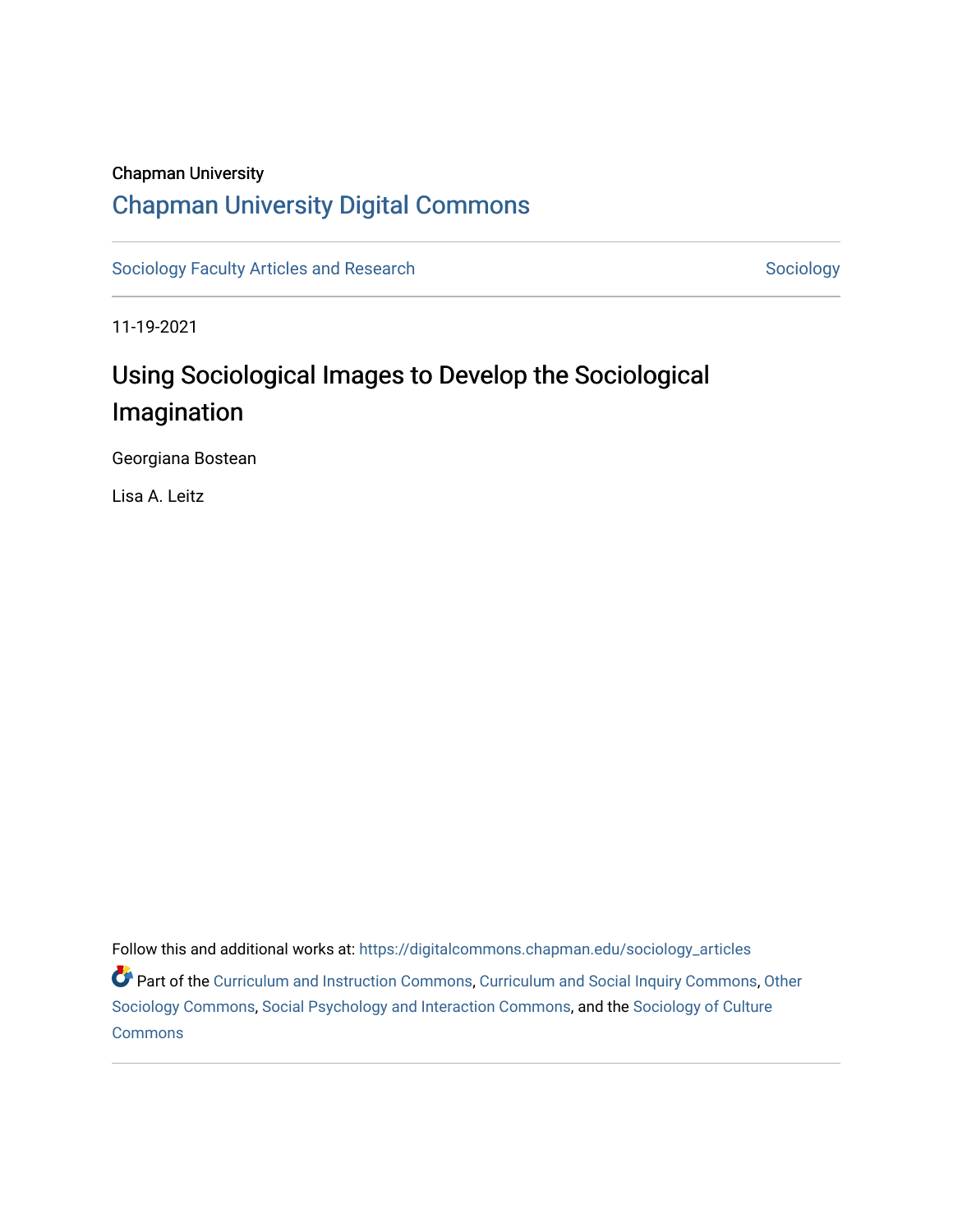Chapman University

## Chapman University Digital Commons

Sociology Faculty Articles and Research | Sociology

11-19-2021

# Using Sociological Images to Develop the Sociological Imagination

Georgiana Bostean

Lisa A. Leitz

Follow this and additional works at: https://digitalcommons.chapman.edu/sociology_articles

Part of the Curriculum and Instruction Commons, Curriculum and Social Inquiry Commons, Other Sociology Commons, Social Psychology and Interaction Commons, and the Sociology of Culture Commons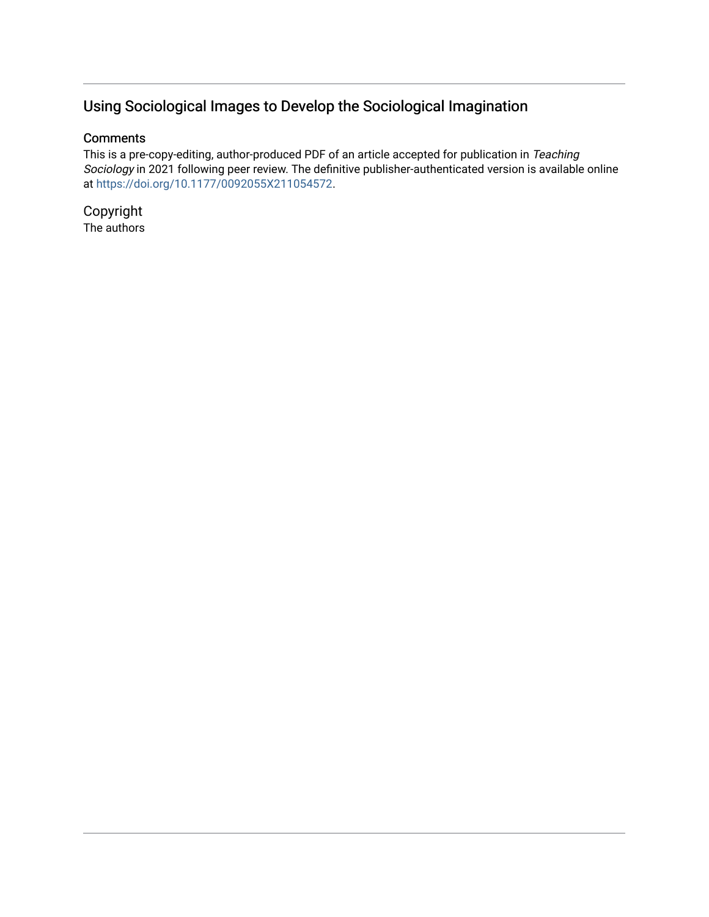## Using Sociological Images to Develop the Sociological Imagination

### Comments

This is a pre-copy-editing, author-produced PDF of an article accepted for publication in *Teaching Sociology* in 2021 following peer review. The definitive publisher-authenticated version is available online at https://doi.org/10.1177/0092055X211054572.

### Copyright

The authors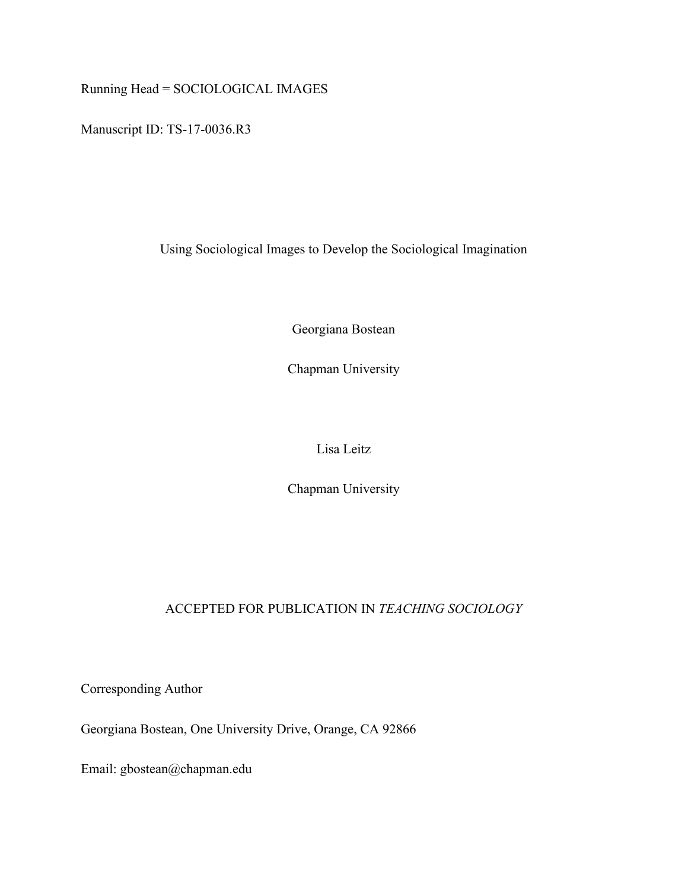Running Head = SOCIOLOGICAL IMAGES

Manuscript ID: TS-17-0036.R3

# Using Sociological Images to Develop the Sociological Imagination

Georgiana Bostean

Chapman University

Lisa Leitz

Chapman University

ACCEPTED FOR PUBLICATION IN *TEACHING SOCIOLOGY*

Corresponding Author

Georgiana Bostean, One University Drive, Orange, CA 92866

Email: gbostean@chapman.edu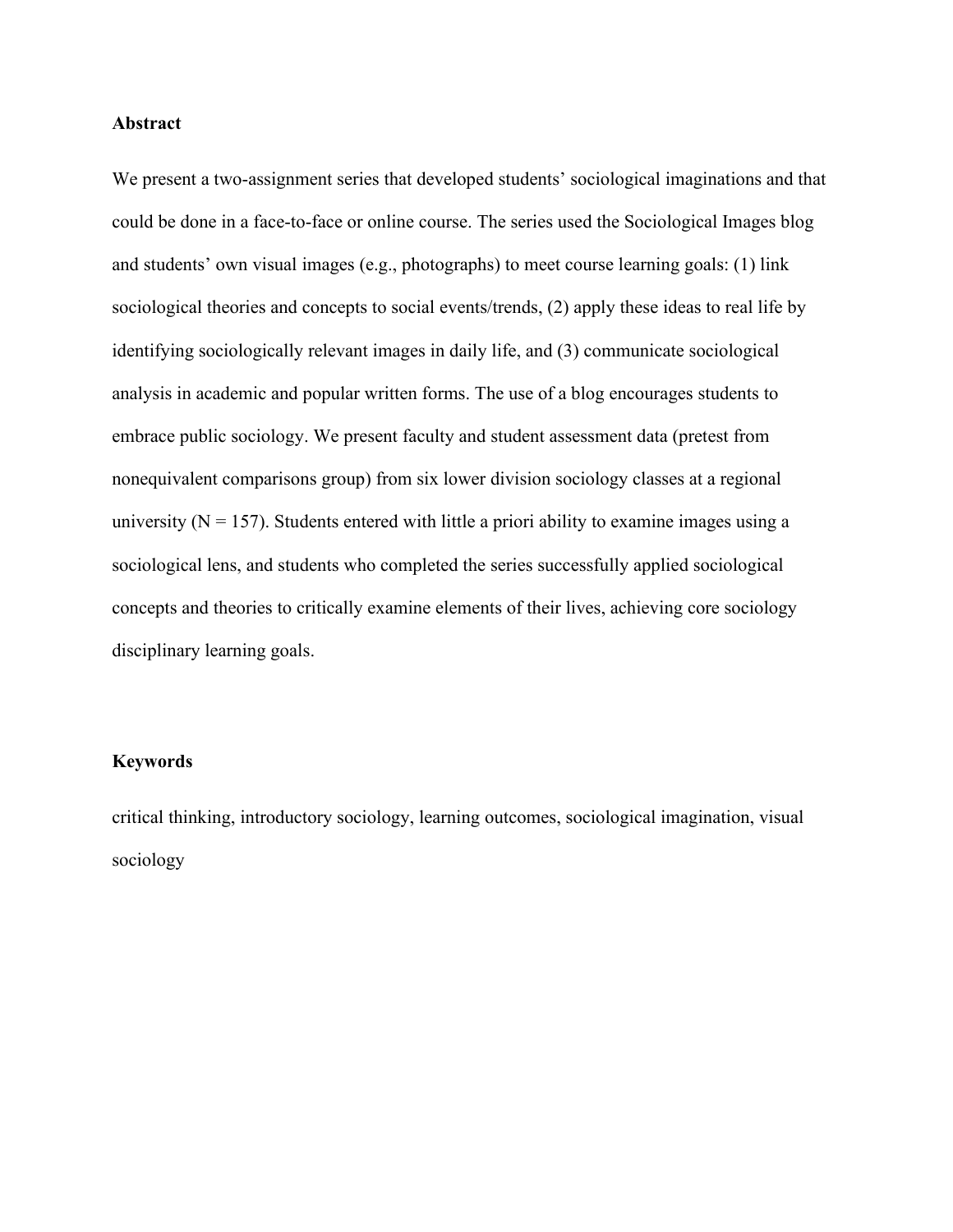**Abstract**

We present a two-assignment series that developed students' sociological imaginations and that could be done in a face-to-face or online course. The series used the Sociological Images blog and students' own visual images (e.g., photographs) to meet course learning goals: (1) link sociological theories and concepts to social events/trends, (2) apply these ideas to real life by identifying sociologically relevant images in daily life, and (3) communicate sociological analysis in academic and popular written forms. The use of a blog encourages students to embrace public sociology. We present faculty and student assessment data (pretest from nonequivalent comparisons group) from six lower division sociology classes at a regional university (N = 157). Students entered with little a priori ability to examine images using a sociological lens, and students who completed the series successfully applied sociological concepts and theories to critically examine elements of their lives, achieving core sociology disciplinary learning goals.

**Keywords**

critical thinking, introductory sociology, learning outcomes, sociological imagination, visual sociology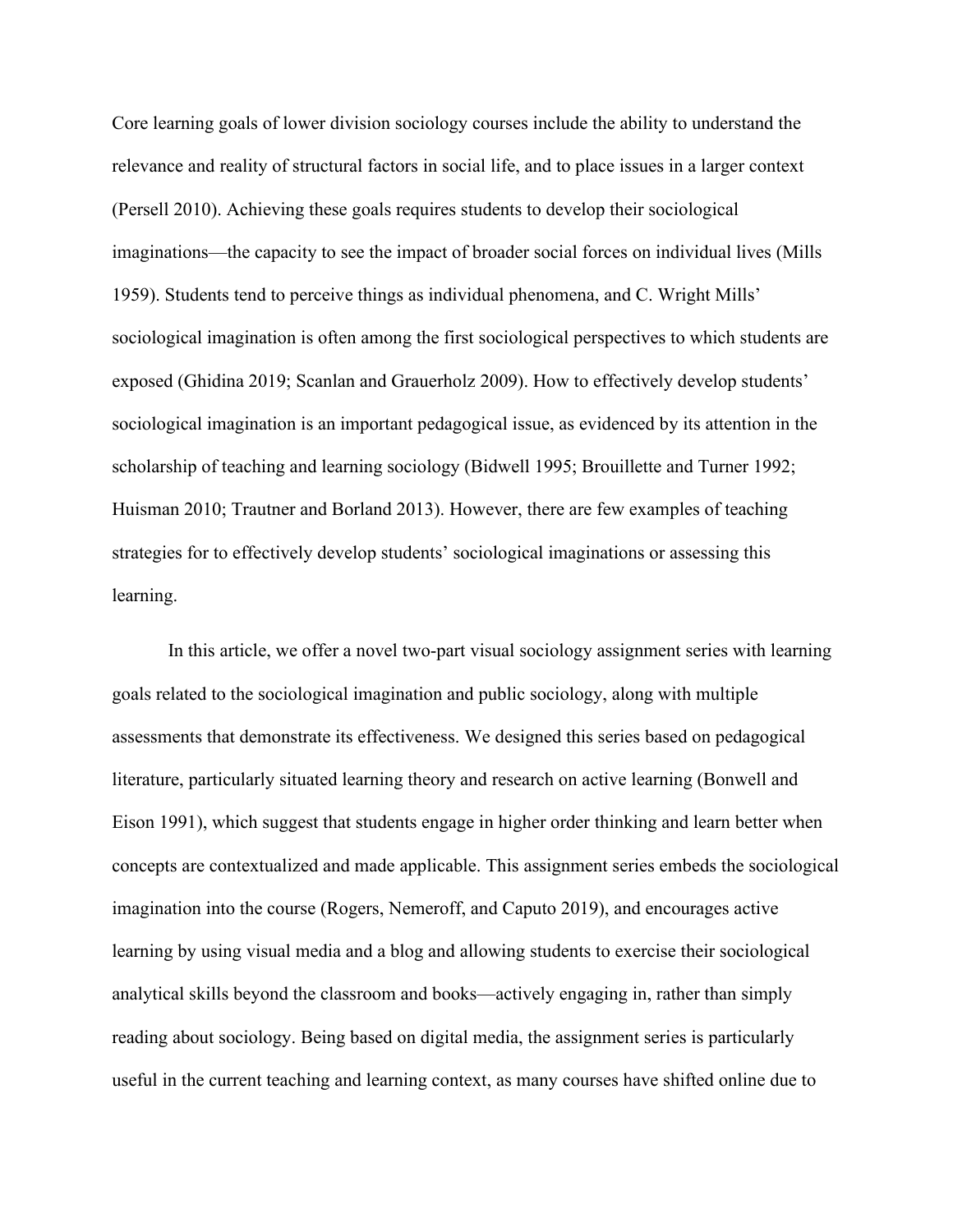Core learning goals of lower division sociology courses include the ability to understand the relevance and reality of structural factors in social life, and to place issues in a larger context (Persell 2010). Achieving these goals requires students to develop their sociological imaginations—the capacity to see the impact of broader social forces on individual lives (Mills 1959). Students tend to perceive things as individual phenomena, and C. Wright Mills' sociological imagination is often among the first sociological perspectives to which students are exposed (Ghidina 2019; Scanlan and Grauerholz 2009). How to effectively develop students' sociological imagination is an important pedagogical issue, as evidenced by its attention in the scholarship of teaching and learning sociology (Bidwell 1995; Brouillette and Turner 1992; Huisman 2010; Trautner and Borland 2013). However, there are few examples of teaching strategies for to effectively develop students' sociological imaginations or assessing this learning.

In this article, we offer a novel two-part visual sociology assignment series with learning goals related to the sociological imagination and public sociology, along with multiple assessments that demonstrate its effectiveness. We designed this series based on pedagogical literature, particularly situated learning theory and research on active learning (Bonwell and Eison 1991), which suggest that students engage in higher order thinking and learn better when concepts are contextualized and made applicable. This assignment series embeds the sociological imagination into the course (Rogers, Nemeroff, and Caputo 2019), and encourages active learning by using visual media and a blog and allowing students to exercise their sociological analytical skills beyond the classroom and books—actively engaging in, rather than simply reading about sociology. Being based on digital media, the assignment series is particularly useful in the current teaching and learning context, as many courses have shifted online due to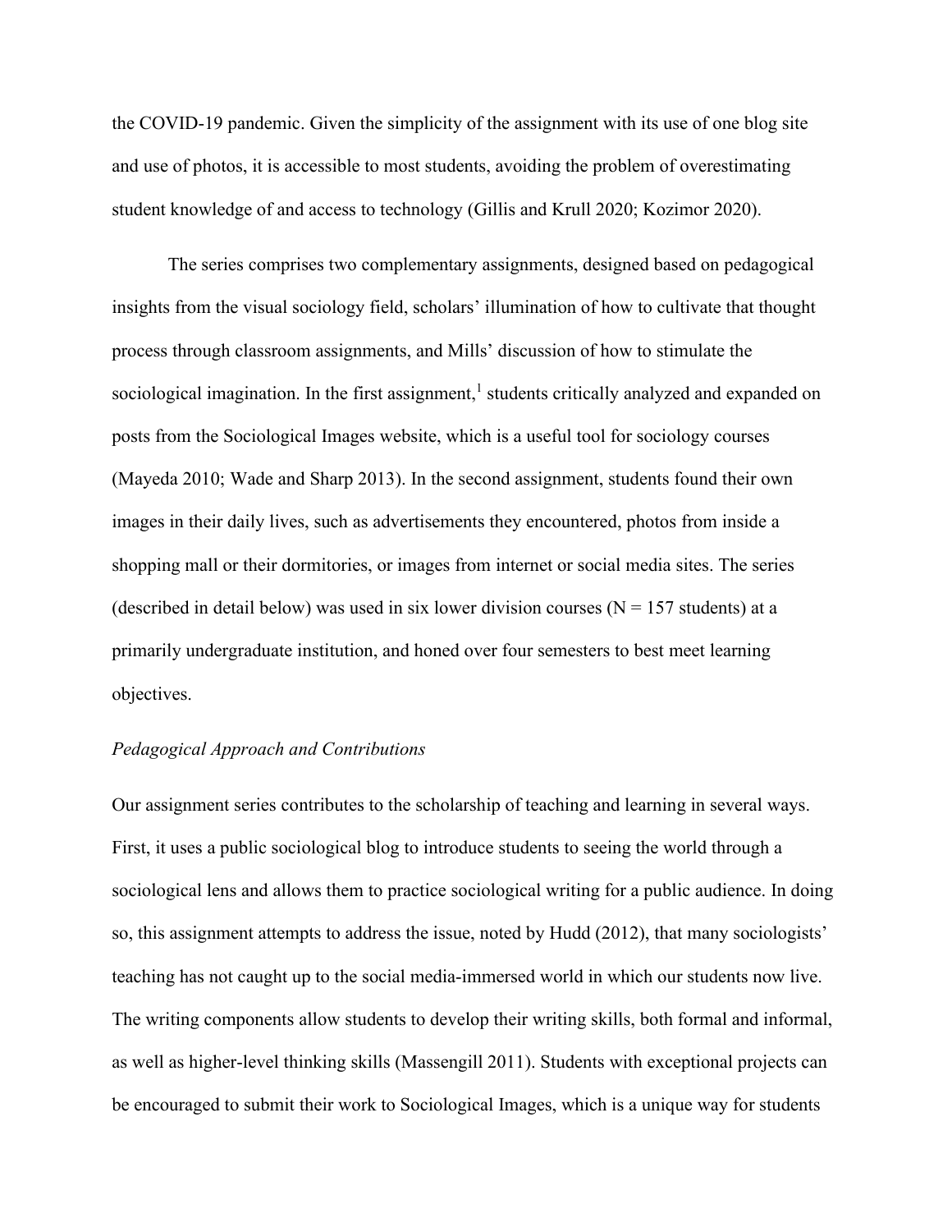the COVID-19 pandemic. Given the simplicity of the assignment with its use of one blog site and use of photos, it is accessible to most students, avoiding the problem of overestimating student knowledge of and access to technology (Gillis and Krull 2020; Kozimor 2020).

The series comprises two complementary assignments, designed based on pedagogical insights from the visual sociology field, scholars' illumination of how to cultivate that thought process through classroom assignments, and Mills' discussion of how to stimulate the sociological imagination. In the first assignment,[1] students critically analyzed and expanded on posts from the Sociological Images website, which is a useful tool for sociology courses (Mayeda 2010; Wade and Sharp 2013). In the second assignment, students found their own images in their daily lives, such as advertisements they encountered, photos from inside a shopping mall or their dormitories, or images from internet or social media sites. The series (described in detail below) was used in six lower division courses (N = 157 students) at a primarily undergraduate institution, and honed over four semesters to best meet learning objectives.

*Pedagogical Approach and Contributions*

Our assignment series contributes to the scholarship of teaching and learning in several ways. First, it uses a public sociological blog to introduce students to seeing the world through a sociological lens and allows them to practice sociological writing for a public audience. In doing so, this assignment attempts to address the issue, noted by Hudd (2012), that many sociologists' teaching has not caught up to the social media-immersed world in which our students now live. The writing components allow students to develop their writing skills, both formal and informal, as well as higher-level thinking skills (Massengill 2011). Students with exceptional projects can be encouraged to submit their work to Sociological Images, which is a unique way for students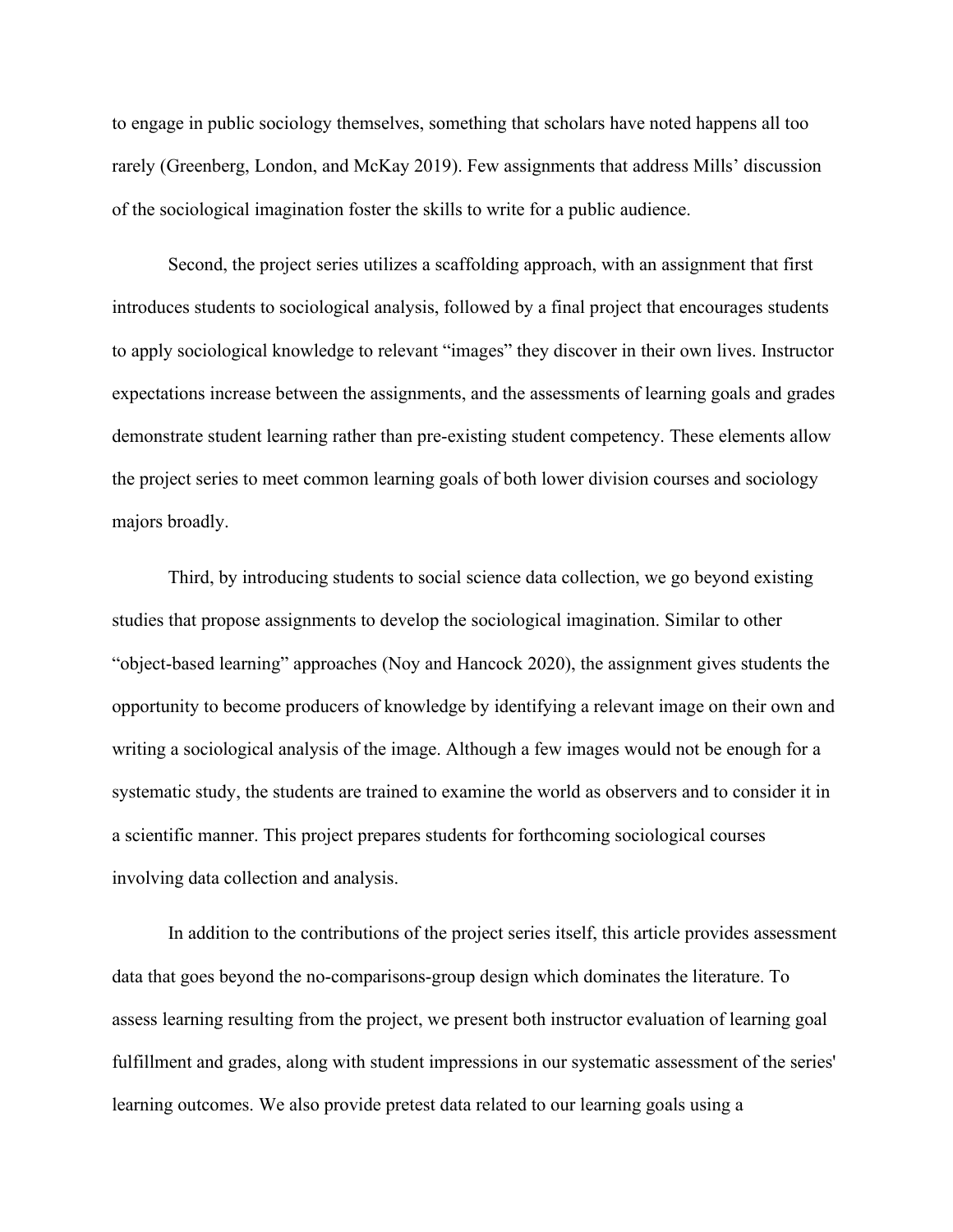to engage in public sociology themselves, something that scholars have noted happens all too rarely (Greenberg, London, and McKay 2019). Few assignments that address Mills' discussion of the sociological imagination foster the skills to write for a public audience.

Second, the project series utilizes a scaffolding approach, with an assignment that first introduces students to sociological analysis, followed by a final project that encourages students to apply sociological knowledge to relevant "images" they discover in their own lives. Instructor expectations increase between the assignments, and the assessments of learning goals and grades demonstrate student learning rather than pre-existing student competency. These elements allow the project series to meet common learning goals of both lower division courses and sociology majors broadly.

Third, by introducing students to social science data collection, we go beyond existing studies that propose assignments to develop the sociological imagination. Similar to other "object-based learning" approaches (Noy and Hancock 2020), the assignment gives students the opportunity to become producers of knowledge by identifying a relevant image on their own and writing a sociological analysis of the image. Although a few images would not be enough for a systematic study, the students are trained to examine the world as observers and to consider it in a scientific manner. This project prepares students for forthcoming sociological courses involving data collection and analysis.

In addition to the contributions of the project series itself, this article provides assessment data that goes beyond the no-comparisons-group design which dominates the literature. To assess learning resulting from the project, we present both instructor evaluation of learning goal fulfillment and grades, along with student impressions in our systematic assessment of the series' learning outcomes. We also provide pretest data related to our learning goals using a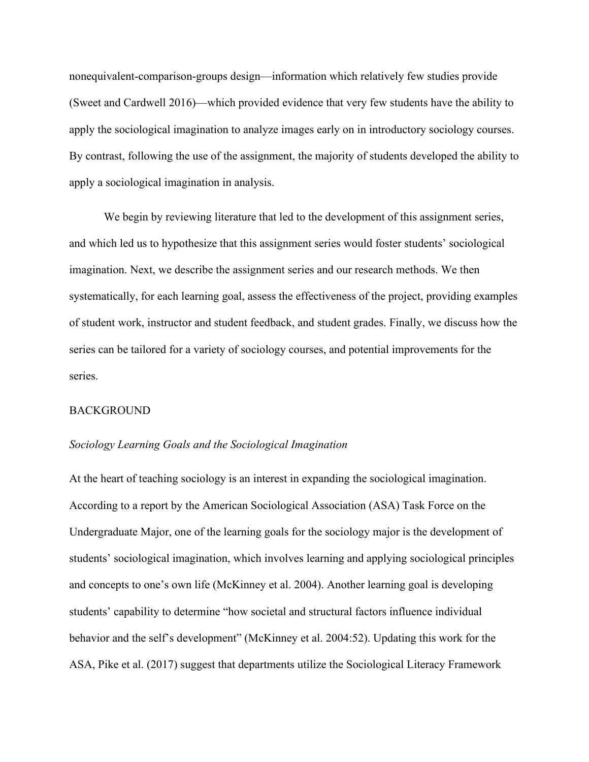nonequivalent-comparison-groups design—information which relatively few studies provide (Sweet and Cardwell 2016)—which provided evidence that very few students have the ability to apply the sociological imagination to analyze images early on in introductory sociology courses. By contrast, following the use of the assignment, the majority of students developed the ability to apply a sociological imagination in analysis.

We begin by reviewing literature that led to the development of this assignment series, and which led us to hypothesize that this assignment series would foster students' sociological imagination. Next, we describe the assignment series and our research methods. We then systematically, for each learning goal, assess the effectiveness of the project, providing examples of student work, instructor and student feedback, and student grades. Finally, we discuss how the series can be tailored for a variety of sociology courses, and potential improvements for the series.

## BACKGROUND

### *Sociology Learning Goals and the Sociological Imagination*

At the heart of teaching sociology is an interest in expanding the sociological imagination. According to a report by the American Sociological Association (ASA) Task Force on the Undergraduate Major, one of the learning goals for the sociology major is the development of students' sociological imagination, which involves learning and applying sociological principles and concepts to one's own life (McKinney et al. 2004). Another learning goal is developing students' capability to determine "how societal and structural factors influence individual behavior and the self's development" (McKinney et al. 2004:52). Updating this work for the ASA, Pike et al. (2017) suggest that departments utilize the Sociological Literacy Framework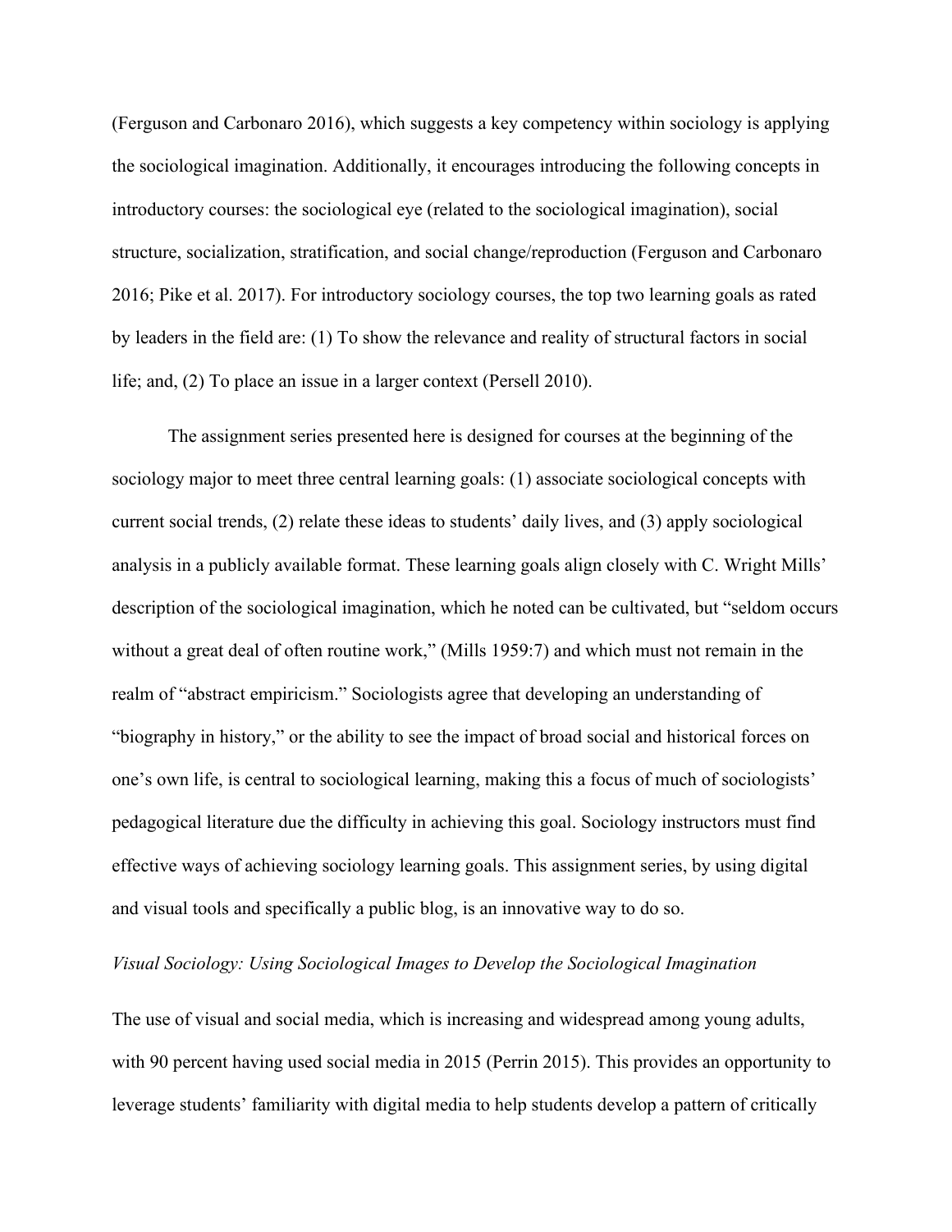(Ferguson and Carbonaro 2016), which suggests a key competency within sociology is applying the sociological imagination. Additionally, it encourages introducing the following concepts in introductory courses: the sociological eye (related to the sociological imagination), social structure, socialization, stratification, and social change/reproduction (Ferguson and Carbonaro 2016; Pike et al. 2017). For introductory sociology courses, the top two learning goals as rated by leaders in the field are: (1) To show the relevance and reality of structural factors in social life; and, (2) To place an issue in a larger context (Persell 2010).

The assignment series presented here is designed for courses at the beginning of the sociology major to meet three central learning goals: (1) associate sociological concepts with current social trends, (2) relate these ideas to students' daily lives, and (3) apply sociological analysis in a publicly available format. These learning goals align closely with C. Wright Mills' description of the sociological imagination, which he noted can be cultivated, but "seldom occurs without a great deal of often routine work," (Mills 1959:7) and which must not remain in the realm of "abstract empiricism." Sociologists agree that developing an understanding of "biography in history," or the ability to see the impact of broad social and historical forces on one's own life, is central to sociological learning, making this a focus of much of sociologists' pedagogical literature due the difficulty in achieving this goal. Sociology instructors must find effective ways of achieving sociology learning goals. This assignment series, by using digital and visual tools and specifically a public blog, is an innovative way to do so.

*Visual Sociology: Using Sociological Images to Develop the Sociological Imagination*

The use of visual and social media, which is increasing and widespread among young adults, with 90 percent having used social media in 2015 (Perrin 2015). This provides an opportunity to leverage students' familiarity with digital media to help students develop a pattern of critically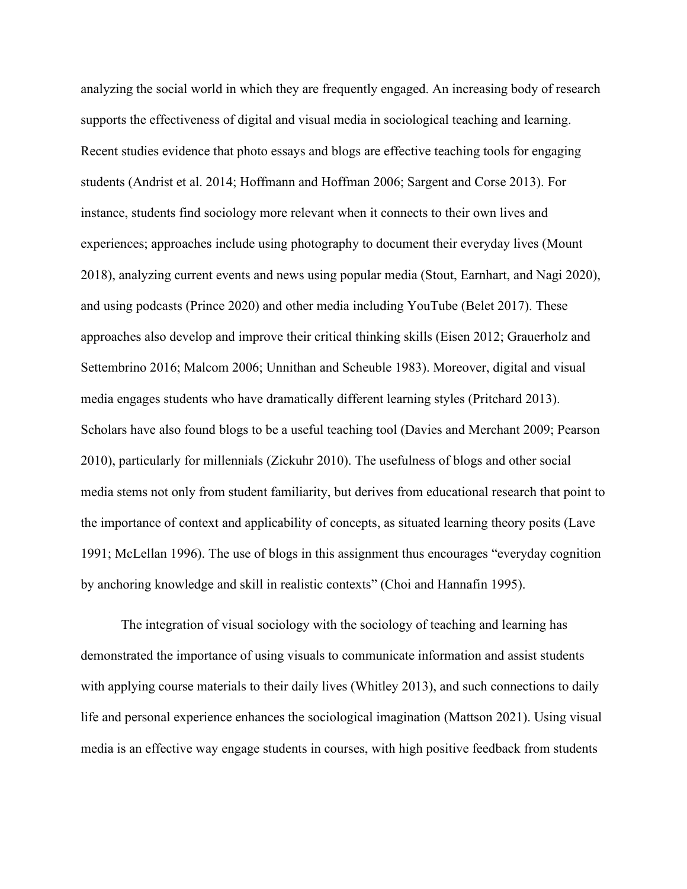analyzing the social world in which they are frequently engaged. An increasing body of research supports the effectiveness of digital and visual media in sociological teaching and learning. Recent studies evidence that photo essays and blogs are effective teaching tools for engaging students (Andrist et al. 2014; Hoffmann and Hoffman 2006; Sargent and Corse 2013). For instance, students find sociology more relevant when it connects to their own lives and experiences; approaches include using photography to document their everyday lives (Mount 2018), analyzing current events and news using popular media (Stout, Earnhart, and Nagi 2020), and using podcasts (Prince 2020) and other media including YouTube (Belet 2017). These approaches also develop and improve their critical thinking skills (Eisen 2012; Grauerholz and Settembrino 2016; Malcom 2006; Unnithan and Scheuble 1983). Moreover, digital and visual media engages students who have dramatically different learning styles (Pritchard 2013). Scholars have also found blogs to be a useful teaching tool (Davies and Merchant 2009; Pearson 2010), particularly for millennials (Zickuhr 2010). The usefulness of blogs and other social media stems not only from student familiarity, but derives from educational research that point to the importance of context and applicability of concepts, as situated learning theory posits (Lave 1991; McLellan 1996). The use of blogs in this assignment thus encourages "everyday cognition by anchoring knowledge and skill in realistic contexts" (Choi and Hannafin 1995).

The integration of visual sociology with the sociology of teaching and learning has demonstrated the importance of using visuals to communicate information and assist students with applying course materials to their daily lives (Whitley 2013), and such connections to daily life and personal experience enhances the sociological imagination (Mattson 2021). Using visual media is an effective way engage students in courses, with high positive feedback from students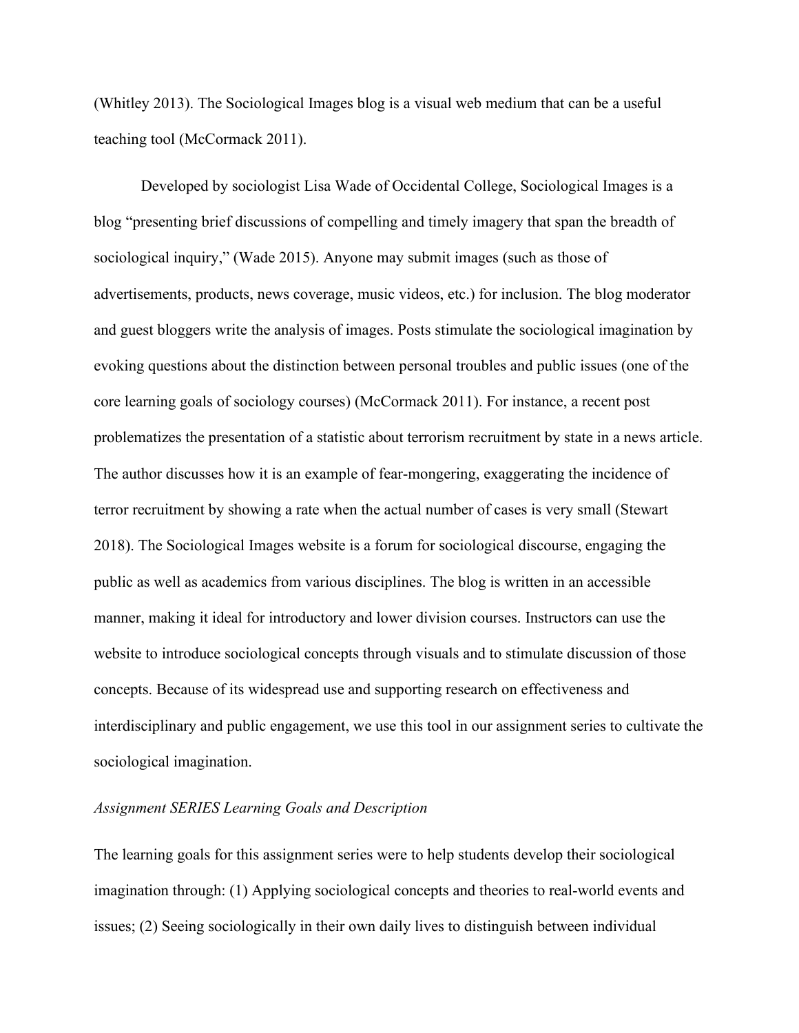(Whitley 2013). The Sociological Images blog is a visual web medium that can be a useful teaching tool (McCormack 2011).

Developed by sociologist Lisa Wade of Occidental College, Sociological Images is a blog "presenting brief discussions of compelling and timely imagery that span the breadth of sociological inquiry," (Wade 2015). Anyone may submit images (such as those of advertisements, products, news coverage, music videos, etc.) for inclusion. The blog moderator and guest bloggers write the analysis of images. Posts stimulate the sociological imagination by evoking questions about the distinction between personal troubles and public issues (one of the core learning goals of sociology courses) (McCormack 2011). For instance, a recent post problematizes the presentation of a statistic about terrorism recruitment by state in a news article. The author discusses how it is an example of fear-mongering, exaggerating the incidence of terror recruitment by showing a rate when the actual number of cases is very small (Stewart 2018). The Sociological Images website is a forum for sociological discourse, engaging the public as well as academics from various disciplines. The blog is written in an accessible manner, making it ideal for introductory and lower division courses. Instructors can use the website to introduce sociological concepts through visuals and to stimulate discussion of those concepts. Because of its widespread use and supporting research on effectiveness and interdisciplinary and public engagement, we use this tool in our assignment series to cultivate the sociological imagination.

*Assignment SERIES Learning Goals and Description*

The learning goals for this assignment series were to help students develop their sociological imagination through: (1) Applying sociological concepts and theories to real-world events and issues; (2) Seeing sociologically in their own daily lives to distinguish between individual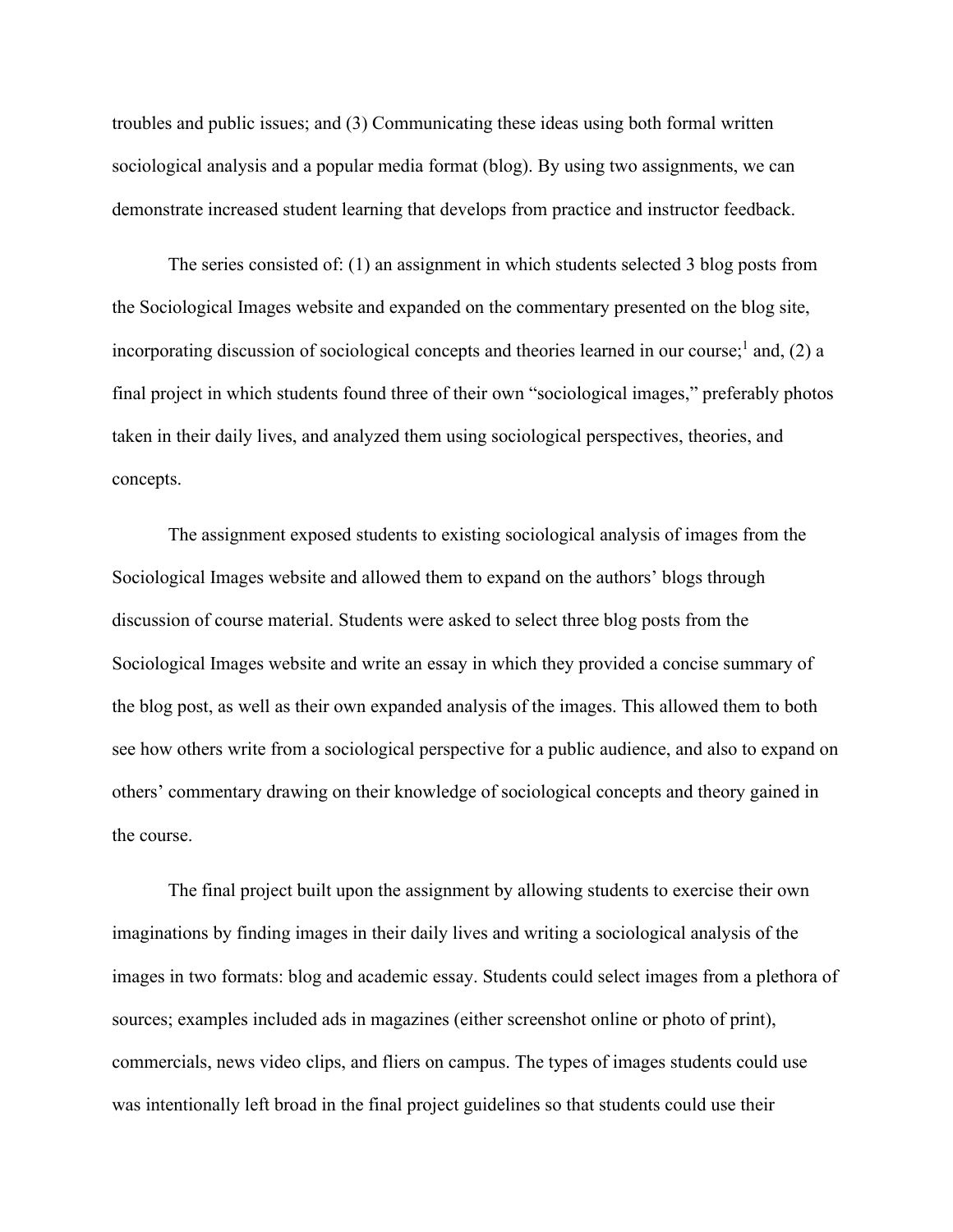troubles and public issues; and (3) Communicating these ideas using both formal written sociological analysis and a popular media format (blog). By using two assignments, we can demonstrate increased student learning that develops from practice and instructor feedback.

The series consisted of: (1) an assignment in which students selected 3 blog posts from the Sociological Images website and expanded on the commentary presented on the blog site, incorporating discussion of sociological concepts and theories learned in our course;[1] and, (2) a final project in which students found three of their own "sociological images," preferably photos taken in their daily lives, and analyzed them using sociological perspectives, theories, and concepts.

The assignment exposed students to existing sociological analysis of images from the Sociological Images website and allowed them to expand on the authors' blogs through discussion of course material. Students were asked to select three blog posts from the Sociological Images website and write an essay in which they provided a concise summary of the blog post, as well as their own expanded analysis of the images. This allowed them to both see how others write from a sociological perspective for a public audience, and also to expand on others' commentary drawing on their knowledge of sociological concepts and theory gained in the course.

The final project built upon the assignment by allowing students to exercise their own imaginations by finding images in their daily lives and writing a sociological analysis of the images in two formats: blog and academic essay. Students could select images from a plethora of sources; examples included ads in magazines (either screenshot online or photo of print), commercials, news video clips, and fliers on campus. The types of images students could use was intentionally left broad in the final project guidelines so that students could use their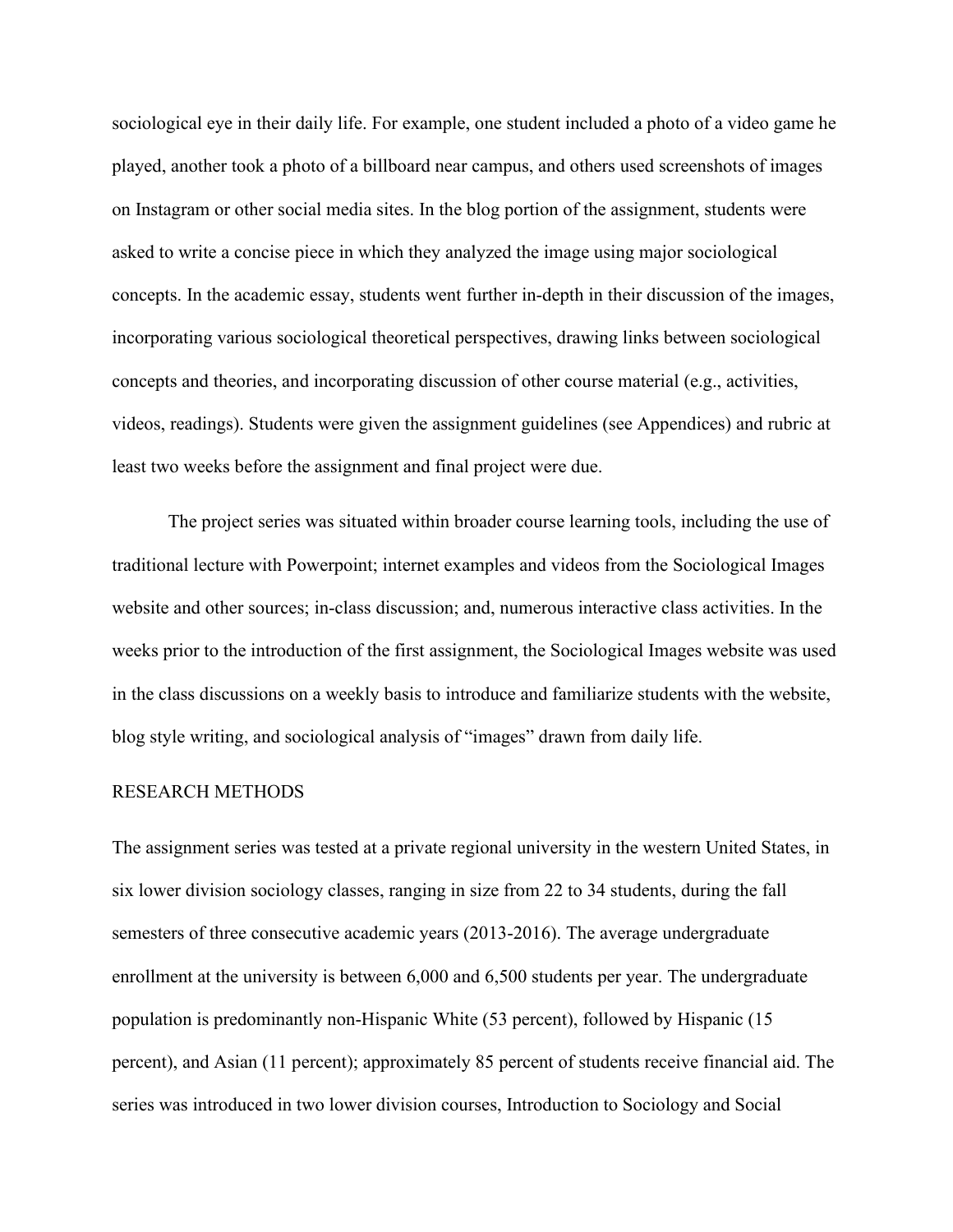sociological eye in their daily life. For example, one student included a photo of a video game he played, another took a photo of a billboard near campus, and others used screenshots of images on Instagram or other social media sites. In the blog portion of the assignment, students were asked to write a concise piece in which they analyzed the image using major sociological concepts. In the academic essay, students went further in-depth in their discussion of the images, incorporating various sociological theoretical perspectives, drawing links between sociological concepts and theories, and incorporating discussion of other course material (e.g., activities, videos, readings). Students were given the assignment guidelines (see Appendices) and rubric at least two weeks before the assignment and final project were due.

The project series was situated within broader course learning tools, including the use of traditional lecture with Powerpoint; internet examples and videos from the Sociological Images website and other sources; in-class discussion; and, numerous interactive class activities. In the weeks prior to the introduction of the first assignment, the Sociological Images website was used in the class discussions on a weekly basis to introduce and familiarize students with the website, blog style writing, and sociological analysis of "images" drawn from daily life.

## RESEARCH METHODS

The assignment series was tested at a private regional university in the western United States, in six lower division sociology classes, ranging in size from 22 to 34 students, during the fall semesters of three consecutive academic years (2013-2016). The average undergraduate enrollment at the university is between 6,000 and 6,500 students per year. The undergraduate population is predominantly non-Hispanic White (53 percent), followed by Hispanic (15 percent), and Asian (11 percent); approximately 85 percent of students receive financial aid. The series was introduced in two lower division courses, Introduction to Sociology and Social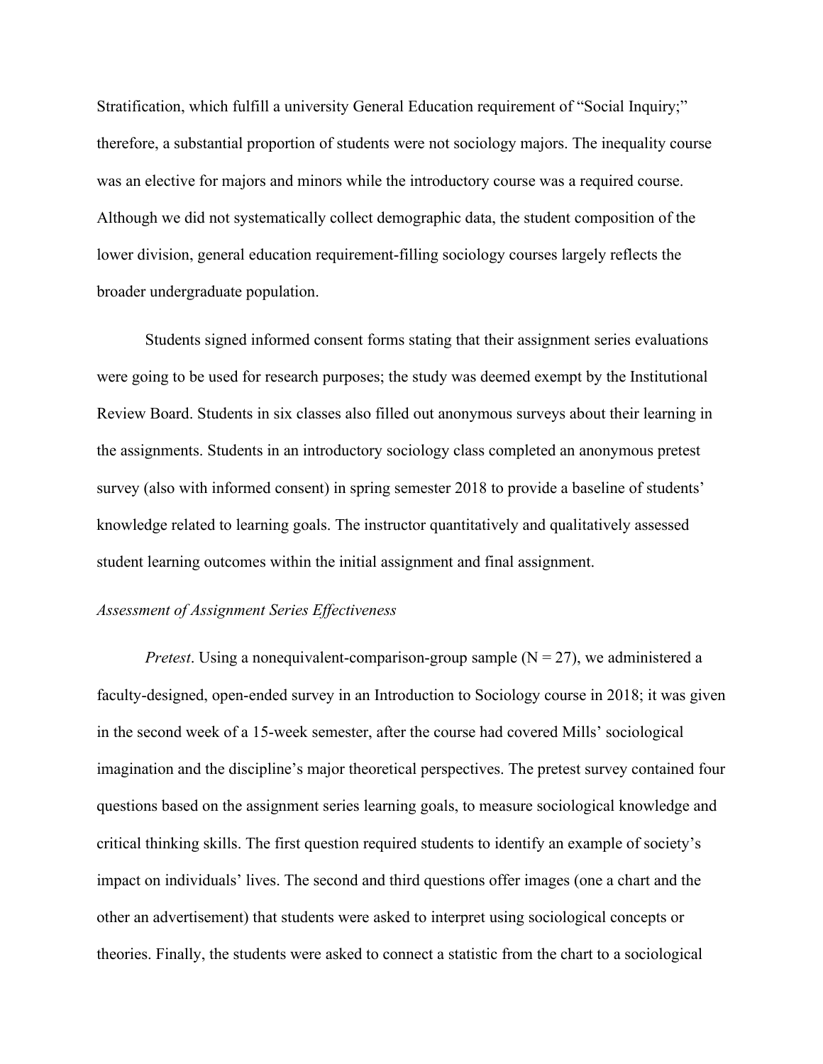Stratification, which fulfill a university General Education requirement of "Social Inquiry;" therefore, a substantial proportion of students were not sociology majors. The inequality course was an elective for majors and minors while the introductory course was a required course. Although we did not systematically collect demographic data, the student composition of the lower division, general education requirement-filling sociology courses largely reflects the broader undergraduate population.

Students signed informed consent forms stating that their assignment series evaluations were going to be used for research purposes; the study was deemed exempt by the Institutional Review Board. Students in six classes also filled out anonymous surveys about their learning in the assignments. Students in an introductory sociology class completed an anonymous pretest survey (also with informed consent) in spring semester 2018 to provide a baseline of students' knowledge related to learning goals. The instructor quantitatively and qualitatively assessed student learning outcomes within the initial assignment and final assignment.

*Assessment of Assignment Series Effectiveness*

*Pretest*. Using a nonequivalent-comparison-group sample (N = 27), we administered a faculty-designed, open-ended survey in an Introduction to Sociology course in 2018; it was given in the second week of a 15-week semester, after the course had covered Mills' sociological imagination and the discipline's major theoretical perspectives. The pretest survey contained four questions based on the assignment series learning goals, to measure sociological knowledge and critical thinking skills. The first question required students to identify an example of society's impact on individuals' lives. The second and third questions offer images (one a chart and the other an advertisement) that students were asked to interpret using sociological concepts or theories. Finally, the students were asked to connect a statistic from the chart to a sociological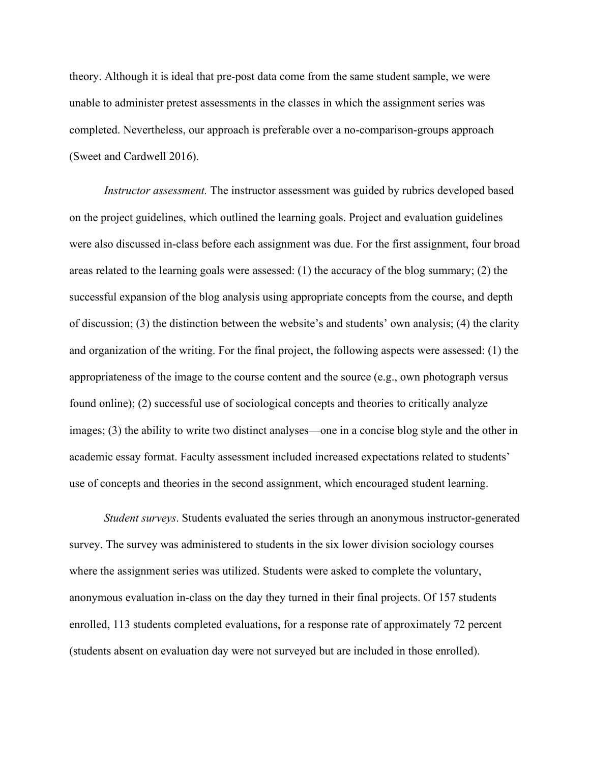theory. Although it is ideal that pre-post data come from the same student sample, we were unable to administer pretest assessments in the classes in which the assignment series was completed. Nevertheless, our approach is preferable over a no-comparison-groups approach (Sweet and Cardwell 2016).

*Instructor assessment.* The instructor assessment was guided by rubrics developed based on the project guidelines, which outlined the learning goals. Project and evaluation guidelines were also discussed in-class before each assignment was due. For the first assignment, four broad areas related to the learning goals were assessed: (1) the accuracy of the blog summary; (2) the successful expansion of the blog analysis using appropriate concepts from the course, and depth of discussion; (3) the distinction between the website's and students' own analysis; (4) the clarity and organization of the writing. For the final project, the following aspects were assessed: (1) the appropriateness of the image to the course content and the source (e.g., own photograph versus found online); (2) successful use of sociological concepts and theories to critically analyze images; (3) the ability to write two distinct analyses—one in a concise blog style and the other in academic essay format. Faculty assessment included increased expectations related to students' use of concepts and theories in the second assignment, which encouraged student learning.

*Student surveys*. Students evaluated the series through an anonymous instructor-generated survey. The survey was administered to students in the six lower division sociology courses where the assignment series was utilized. Students were asked to complete the voluntary, anonymous evaluation in-class on the day they turned in their final projects. Of 157 students enrolled, 113 students completed evaluations, for a response rate of approximately 72 percent (students absent on evaluation day were not surveyed but are included in those enrolled).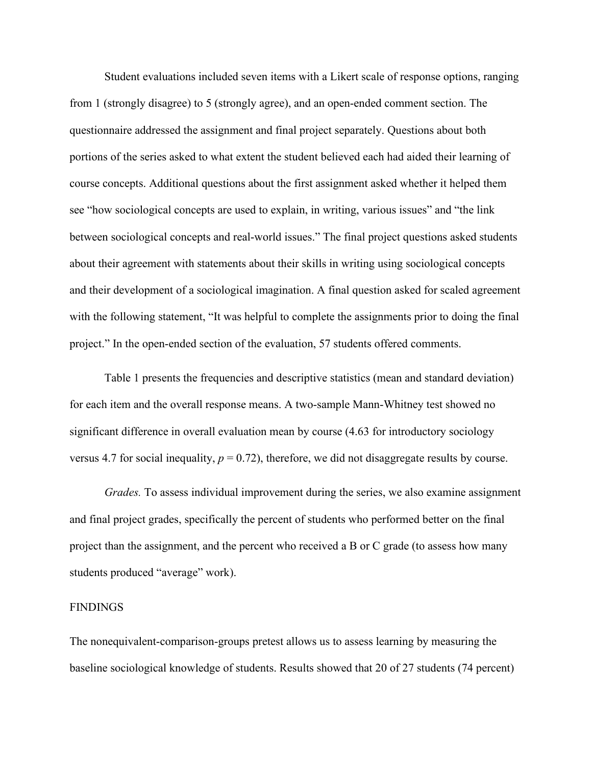Student evaluations included seven items with a Likert scale of response options, ranging from 1 (strongly disagree) to 5 (strongly agree), and an open-ended comment section. The questionnaire addressed the assignment and final project separately. Questions about both portions of the series asked to what extent the student believed each had aided their learning of course concepts. Additional questions about the first assignment asked whether it helped them see "how sociological concepts are used to explain, in writing, various issues" and "the link between sociological concepts and real-world issues." The final project questions asked students about their agreement with statements about their skills in writing using sociological concepts and their development of a sociological imagination. A final question asked for scaled agreement with the following statement, "It was helpful to complete the assignments prior to doing the final project." In the open-ended section of the evaluation, 57 students offered comments.

Table 1 presents the frequencies and descriptive statistics (mean and standard deviation) for each item and the overall response means. A two-sample Mann-Whitney test showed no significant difference in overall evaluation mean by course (4.63 for introductory sociology versus 4.7 for social inequality, $p = 0.72$), therefore, we did not disaggregate results by course.

*Grades.* To assess individual improvement during the series, we also examine assignment and final project grades, specifically the percent of students who performed better on the final project than the assignment, and the percent who received a B or C grade (to assess how many students produced "average" work).

FINDINGS

The nonequivalent-comparison-groups pretest allows us to assess learning by measuring the baseline sociological knowledge of students. Results showed that 20 of 27 students (74 percent)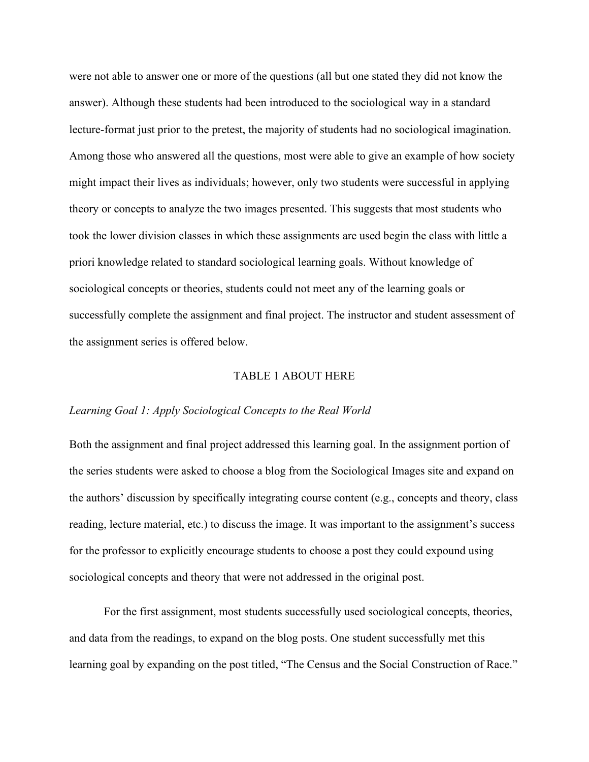were not able to answer one or more of the questions (all but one stated they did not know the answer). Although these students had been introduced to the sociological way in a standard lecture-format just prior to the pretest, the majority of students had no sociological imagination. Among those who answered all the questions, most were able to give an example of how society might impact their lives as individuals; however, only two students were successful in applying theory or concepts to analyze the two images presented. This suggests that most students who took the lower division classes in which these assignments are used begin the class with little a priori knowledge related to standard sociological learning goals. Without knowledge of sociological concepts or theories, students could not meet any of the learning goals or successfully complete the assignment and final project. The instructor and student assessment of the assignment series is offered below.

TABLE 1 ABOUT HERE

*Learning Goal 1: Apply Sociological Concepts to the Real World*

Both the assignment and final project addressed this learning goal. In the assignment portion of the series students were asked to choose a blog from the Sociological Images site and expand on the authors' discussion by specifically integrating course content (e.g., concepts and theory, class reading, lecture material, etc.) to discuss the image. It was important to the assignment's success for the professor to explicitly encourage students to choose a post they could expound using sociological concepts and theory that were not addressed in the original post.

For the first assignment, most students successfully used sociological concepts, theories, and data from the readings, to expand on the blog posts. One student successfully met this learning goal by expanding on the post titled, "The Census and the Social Construction of Race."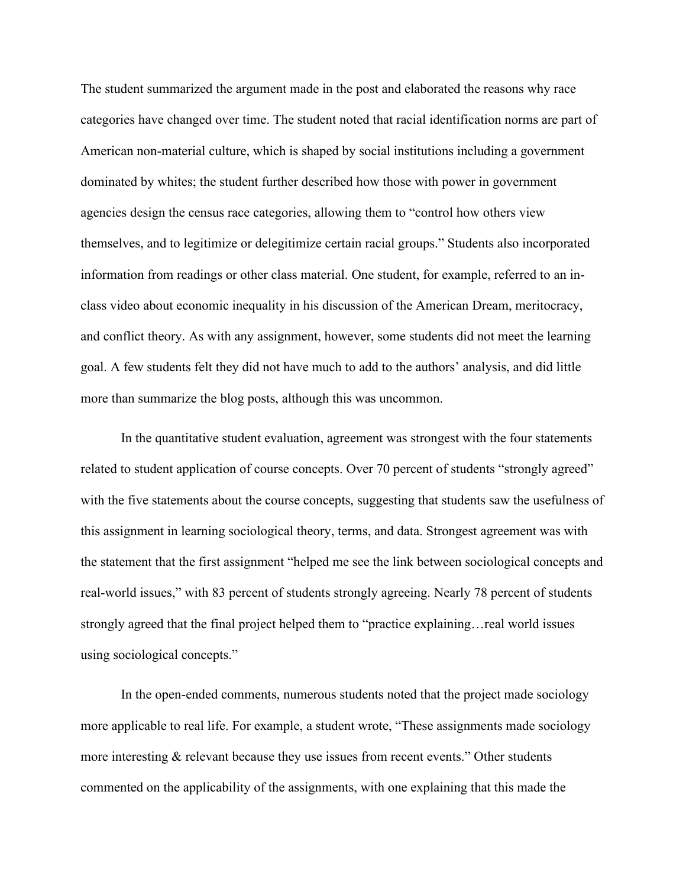The student summarized the argument made in the post and elaborated the reasons why race categories have changed over time. The student noted that racial identification norms are part of American non-material culture, which is shaped by social institutions including a government dominated by whites; the student further described how those with power in government agencies design the census race categories, allowing them to "control how others view themselves, and to legitimize or delegitimize certain racial groups." Students also incorporated information from readings or other class material. One student, for example, referred to an in-class video about economic inequality in his discussion of the American Dream, meritocracy, and conflict theory. As with any assignment, however, some students did not meet the learning goal. A few students felt they did not have much to add to the authors' analysis, and did little more than summarize the blog posts, although this was uncommon.

In the quantitative student evaluation, agreement was strongest with the four statements related to student application of course concepts. Over 70 percent of students "strongly agreed" with the five statements about the course concepts, suggesting that students saw the usefulness of this assignment in learning sociological theory, terms, and data. Strongest agreement was with the statement that the first assignment "helped me see the link between sociological concepts and real-world issues," with 83 percent of students strongly agreeing. Nearly 78 percent of students strongly agreed that the final project helped them to "practice explaining…real world issues using sociological concepts."

In the open-ended comments, numerous students noted that the project made sociology more applicable to real life. For example, a student wrote, "These assignments made sociology more interesting & relevant because they use issues from recent events." Other students commented on the applicability of the assignments, with one explaining that this made the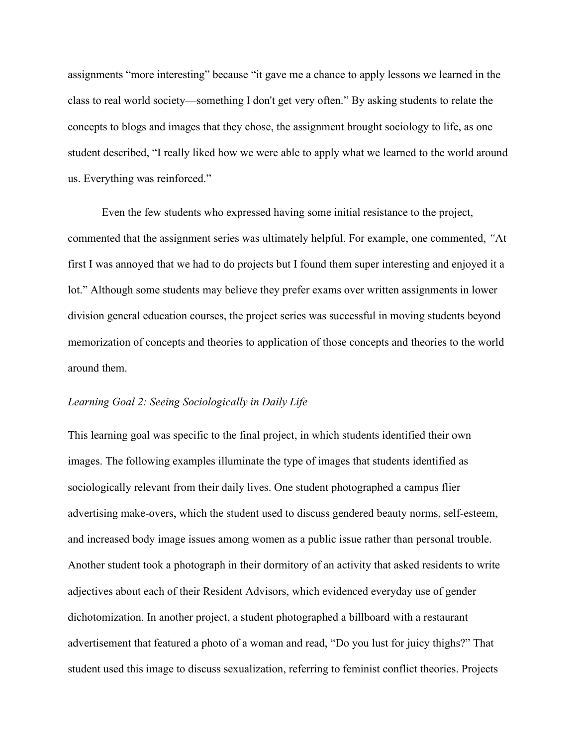assignments “more interesting” because “it gave me a chance to apply lessons we learned in the class to real world society—something I don't get very often.” By asking students to relate the concepts to blogs and images that they chose, the assignment brought sociology to life, as one student described, “I really liked how we were able to apply what we learned to the world around us. Everything was reinforced.”

Even the few students who expressed having some initial resistance to the project, commented that the assignment series was ultimately helpful. For example, one commented, *“*At first I was annoyed that we had to do projects but I found them super interesting and enjoyed it a lot.” Although some students may believe they prefer exams over written assignments in lower division general education courses, the project series was successful in moving students beyond memorization of concepts and theories to application of those concepts and theories to the world around them.

*Learning Goal 2: Seeing Sociologically in Daily Life*

This learning goal was specific to the final project, in which students identified their own images. The following examples illuminate the type of images that students identified as sociologically relevant from their daily lives. One student photographed a campus flier advertising make-overs, which the student used to discuss gendered beauty norms, self-esteem, and increased body image issues among women as a public issue rather than personal trouble. Another student took a photograph in their dormitory of an activity that asked residents to write adjectives about each of their Resident Advisors, which evidenced everyday use of gender dichotomization. In another project, a student photographed a billboard with a restaurant advertisement that featured a photo of a woman and read, “Do you lust for juicy thighs?” That student used this image to discuss sexualization, referring to feminist conflict theories. Projects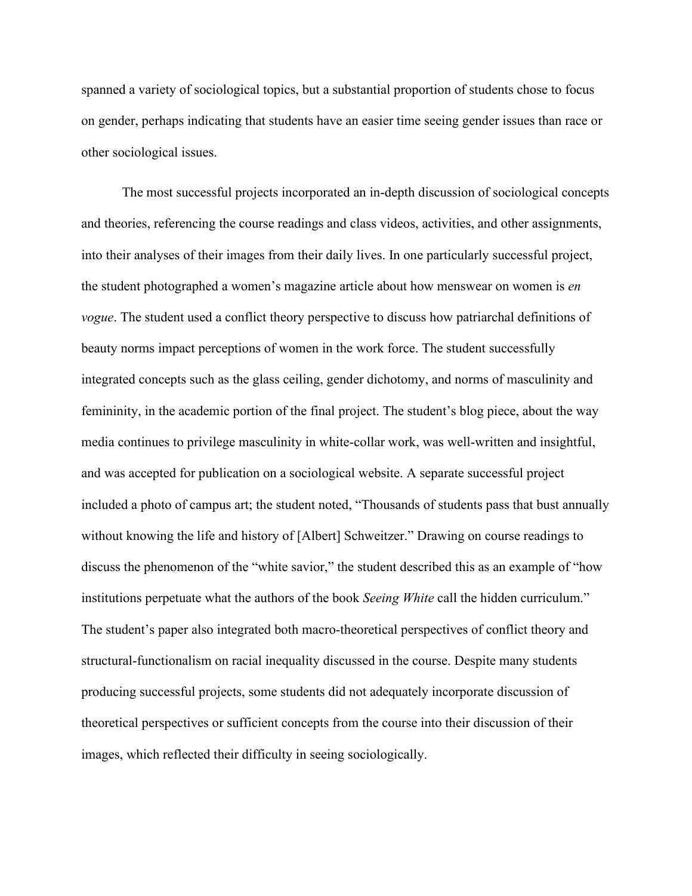spanned a variety of sociological topics, but a substantial proportion of students chose to focus on gender, perhaps indicating that students have an easier time seeing gender issues than race or other sociological issues.

The most successful projects incorporated an in-depth discussion of sociological concepts and theories, referencing the course readings and class videos, activities, and other assignments, into their analyses of their images from their daily lives. In one particularly successful project, the student photographed a women's magazine article about how menswear on women is *en vogue*. The student used a conflict theory perspective to discuss how patriarchal definitions of beauty norms impact perceptions of women in the work force. The student successfully integrated concepts such as the glass ceiling, gender dichotomy, and norms of masculinity and femininity, in the academic portion of the final project. The student's blog piece, about the way media continues to privilege masculinity in white-collar work, was well-written and insightful, and was accepted for publication on a sociological website. A separate successful project included a photo of campus art; the student noted, "Thousands of students pass that bust annually without knowing the life and history of [Albert] Schweitzer." Drawing on course readings to discuss the phenomenon of the "white savior," the student described this as an example of "how institutions perpetuate what the authors of the book *Seeing White* call the hidden curriculum." The student's paper also integrated both macro-theoretical perspectives of conflict theory and structural-functionalism on racial inequality discussed in the course. Despite many students producing successful projects, some students did not adequately incorporate discussion of theoretical perspectives or sufficient concepts from the course into their discussion of their images, which reflected their difficulty in seeing sociologically.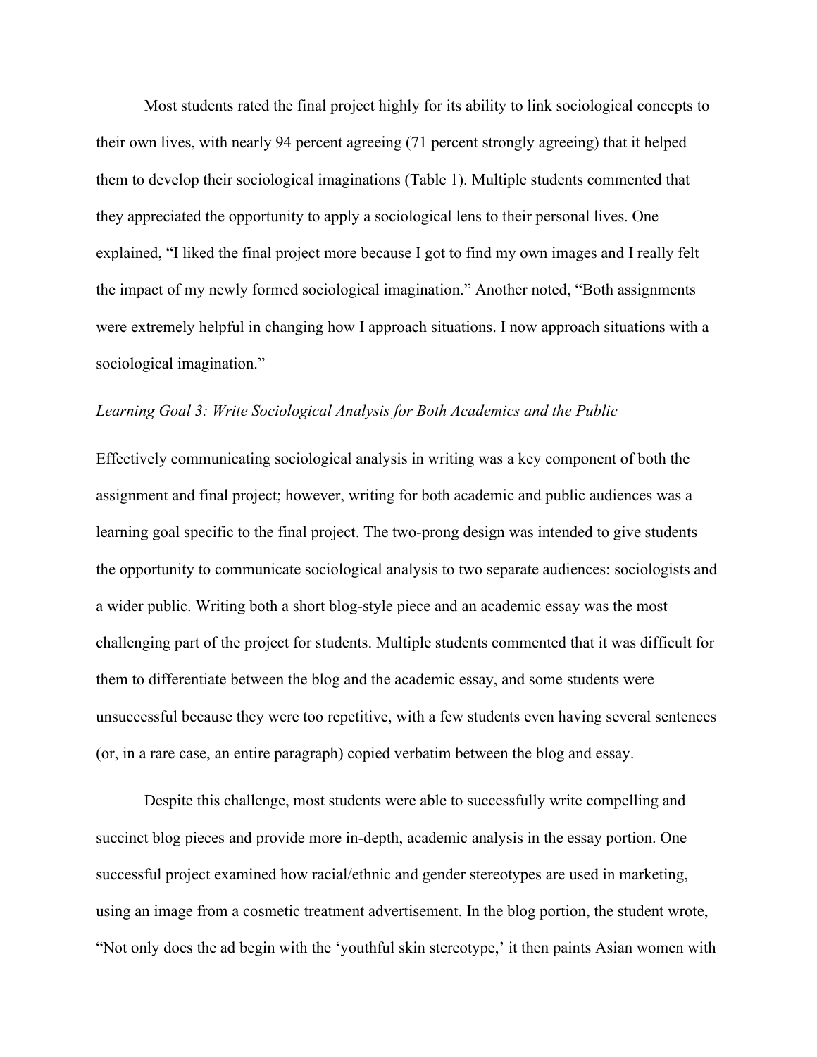Most students rated the final project highly for its ability to link sociological concepts to their own lives, with nearly 94 percent agreeing (71 percent strongly agreeing) that it helped them to develop their sociological imaginations (Table 1). Multiple students commented that they appreciated the opportunity to apply a sociological lens to their personal lives. One explained, "I liked the final project more because I got to find my own images and I really felt the impact of my newly formed sociological imagination." Another noted, "Both assignments were extremely helpful in changing how I approach situations. I now approach situations with a sociological imagination."

*Learning Goal 3: Write Sociological Analysis for Both Academics and the Public*

Effectively communicating sociological analysis in writing was a key component of both the assignment and final project; however, writing for both academic and public audiences was a learning goal specific to the final project. The two-prong design was intended to give students the opportunity to communicate sociological analysis to two separate audiences: sociologists and a wider public. Writing both a short blog-style piece and an academic essay was the most challenging part of the project for students. Multiple students commented that it was difficult for them to differentiate between the blog and the academic essay, and some students were unsuccessful because they were too repetitive, with a few students even having several sentences (or, in a rare case, an entire paragraph) copied verbatim between the blog and essay.

Despite this challenge, most students were able to successfully write compelling and succinct blog pieces and provide more in-depth, academic analysis in the essay portion. One successful project examined how racial/ethnic and gender stereotypes are used in marketing, using an image from a cosmetic treatment advertisement. In the blog portion, the student wrote, "Not only does the ad begin with the 'youthful skin stereotype,' it then paints Asian women with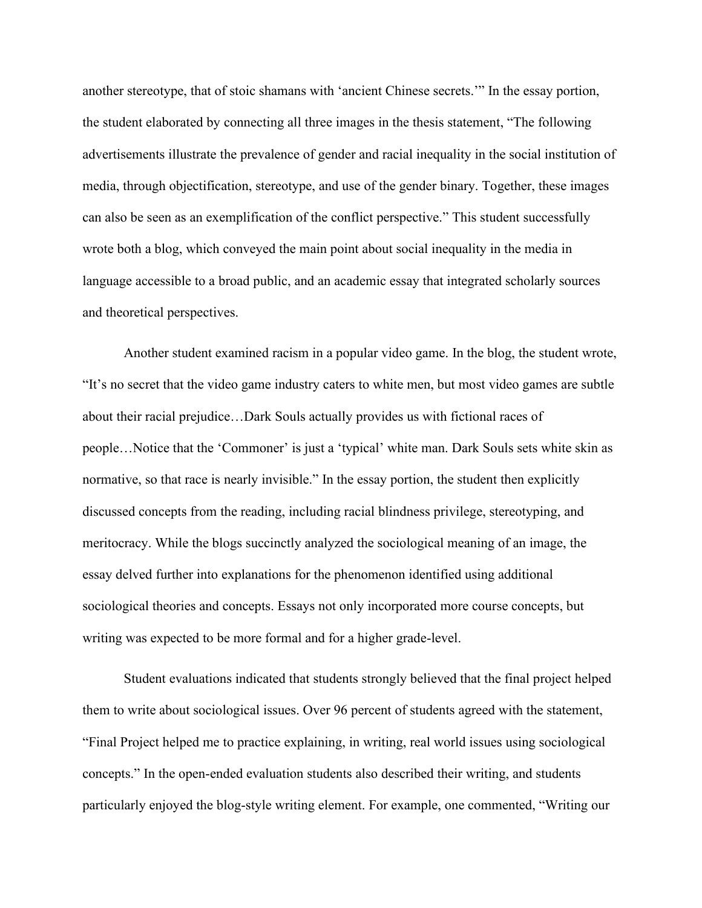another stereotype, that of stoic shamans with 'ancient Chinese secrets.'" In the essay portion, the student elaborated by connecting all three images in the thesis statement, "The following advertisements illustrate the prevalence of gender and racial inequality in the social institution of media, through objectification, stereotype, and use of the gender binary. Together, these images can also be seen as an exemplification of the conflict perspective." This student successfully wrote both a blog, which conveyed the main point about social inequality in the media in language accessible to a broad public, and an academic essay that integrated scholarly sources and theoretical perspectives.

Another student examined racism in a popular video game. In the blog, the student wrote, "It's no secret that the video game industry caters to white men, but most video games are subtle about their racial prejudice…Dark Souls actually provides us with fictional races of people…Notice that the 'Commoner' is just a 'typical' white man. Dark Souls sets white skin as normative, so that race is nearly invisible." In the essay portion, the student then explicitly discussed concepts from the reading, including racial blindness privilege, stereotyping, and meritocracy. While the blogs succinctly analyzed the sociological meaning of an image, the essay delved further into explanations for the phenomenon identified using additional sociological theories and concepts. Essays not only incorporated more course concepts, but writing was expected to be more formal and for a higher grade-level.

Student evaluations indicated that students strongly believed that the final project helped them to write about sociological issues. Over 96 percent of students agreed with the statement, "Final Project helped me to practice explaining, in writing, real world issues using sociological concepts." In the open-ended evaluation students also described their writing, and students particularly enjoyed the blog-style writing element. For example, one commented, "Writing our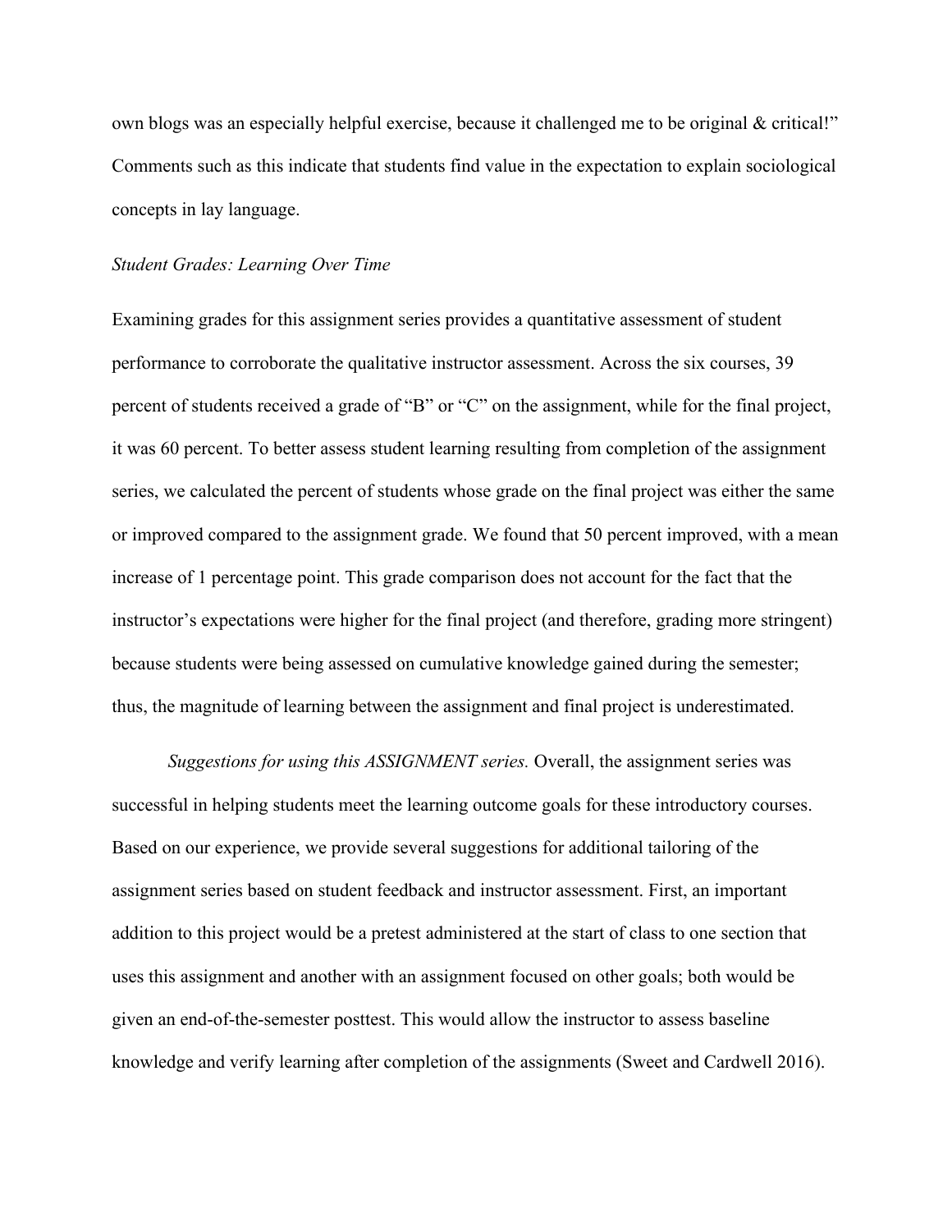own blogs was an especially helpful exercise, because it challenged me to be original & critical!" Comments such as this indicate that students find value in the expectation to explain sociological concepts in lay language.

*Student Grades: Learning Over Time*

Examining grades for this assignment series provides a quantitative assessment of student performance to corroborate the qualitative instructor assessment. Across the six courses, 39 percent of students received a grade of "B" or "C" on the assignment, while for the final project, it was 60 percent. To better assess student learning resulting from completion of the assignment series, we calculated the percent of students whose grade on the final project was either the same or improved compared to the assignment grade. We found that 50 percent improved, with a mean increase of 1 percentage point. This grade comparison does not account for the fact that the instructor's expectations were higher for the final project (and therefore, grading more stringent) because students were being assessed on cumulative knowledge gained during the semester; thus, the magnitude of learning between the assignment and final project is underestimated.

*Suggestions for using this ASSIGNMENT series.* Overall, the assignment series was successful in helping students meet the learning outcome goals for these introductory courses. Based on our experience, we provide several suggestions for additional tailoring of the assignment series based on student feedback and instructor assessment. First, an important addition to this project would be a pretest administered at the start of class to one section that uses this assignment and another with an assignment focused on other goals; both would be given an end-of-the-semester posttest. This would allow the instructor to assess baseline knowledge and verify learning after completion of the assignments (Sweet and Cardwell 2016).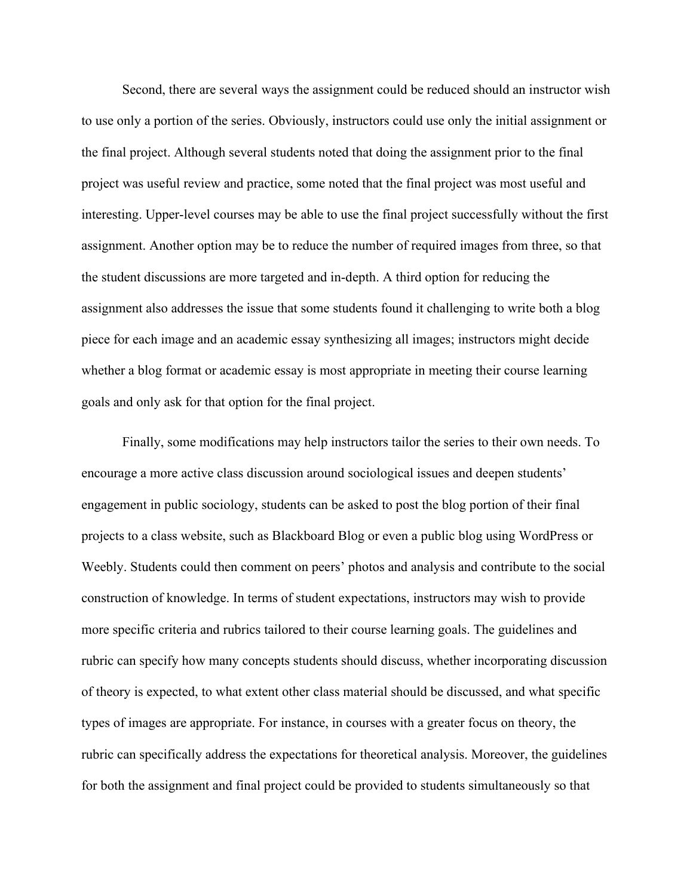Second, there are several ways the assignment could be reduced should an instructor wish to use only a portion of the series. Obviously, instructors could use only the initial assignment or the final project. Although several students noted that doing the assignment prior to the final project was useful review and practice, some noted that the final project was most useful and interesting. Upper-level courses may be able to use the final project successfully without the first assignment. Another option may be to reduce the number of required images from three, so that the student discussions are more targeted and in-depth. A third option for reducing the assignment also addresses the issue that some students found it challenging to write both a blog piece for each image and an academic essay synthesizing all images; instructors might decide whether a blog format or academic essay is most appropriate in meeting their course learning goals and only ask for that option for the final project.

Finally, some modifications may help instructors tailor the series to their own needs. To encourage a more active class discussion around sociological issues and deepen students' engagement in public sociology, students can be asked to post the blog portion of their final projects to a class website, such as Blackboard Blog or even a public blog using WordPress or Weebly. Students could then comment on peers' photos and analysis and contribute to the social construction of knowledge. In terms of student expectations, instructors may wish to provide more specific criteria and rubrics tailored to their course learning goals. The guidelines and rubric can specify how many concepts students should discuss, whether incorporating discussion of theory is expected, to what extent other class material should be discussed, and what specific types of images are appropriate. For instance, in courses with a greater focus on theory, the rubric can specifically address the expectations for theoretical analysis. Moreover, the guidelines for both the assignment and final project could be provided to students simultaneously so that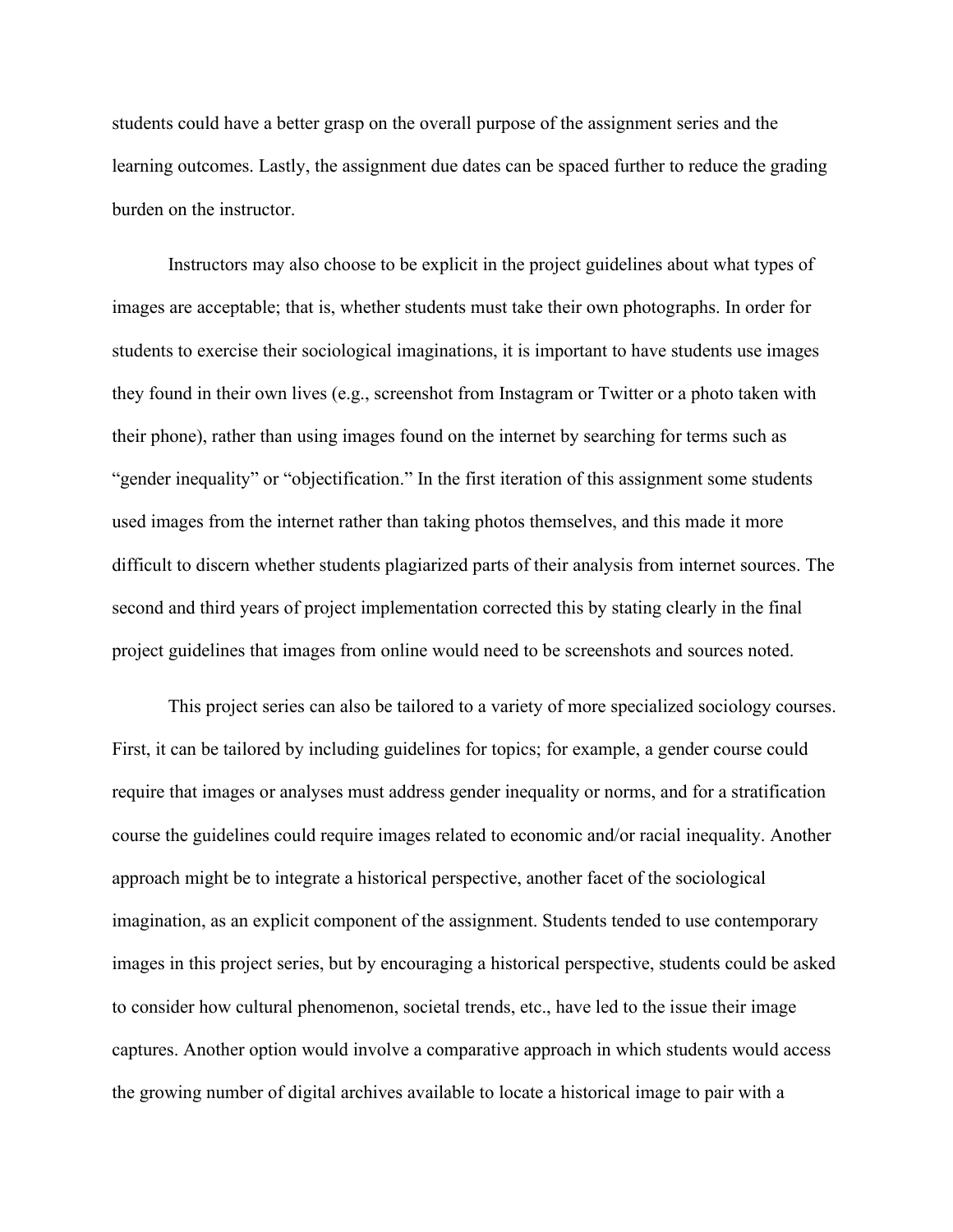students could have a better grasp on the overall purpose of the assignment series and the learning outcomes. Lastly, the assignment due dates can be spaced further to reduce the grading burden on the instructor.

Instructors may also choose to be explicit in the project guidelines about what types of images are acceptable; that is, whether students must take their own photographs. In order for students to exercise their sociological imaginations, it is important to have students use images they found in their own lives (e.g., screenshot from Instagram or Twitter or a photo taken with their phone), rather than using images found on the internet by searching for terms such as "gender inequality" or "objectification." In the first iteration of this assignment some students used images from the internet rather than taking photos themselves, and this made it more difficult to discern whether students plagiarized parts of their analysis from internet sources. The second and third years of project implementation corrected this by stating clearly in the final project guidelines that images from online would need to be screenshots and sources noted.

This project series can also be tailored to a variety of more specialized sociology courses. First, it can be tailored by including guidelines for topics; for example, a gender course could require that images or analyses must address gender inequality or norms, and for a stratification course the guidelines could require images related to economic and/or racial inequality. Another approach might be to integrate a historical perspective, another facet of the sociological imagination, as an explicit component of the assignment. Students tended to use contemporary images in this project series, but by encouraging a historical perspective, students could be asked to consider how cultural phenomenon, societal trends, etc., have led to the issue their image captures. Another option would involve a comparative approach in which students would access the growing number of digital archives available to locate a historical image to pair with a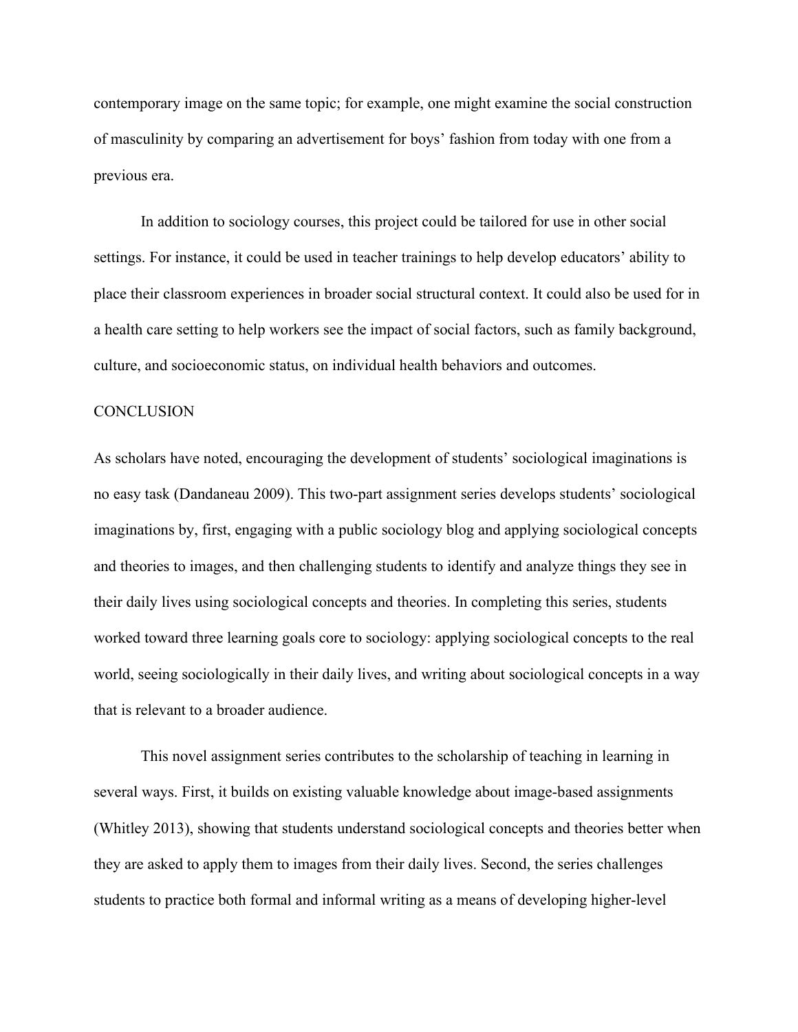contemporary image on the same topic; for example, one might examine the social construction of masculinity by comparing an advertisement for boys' fashion from today with one from a previous era.

In addition to sociology courses, this project could be tailored for use in other social settings. For instance, it could be used in teacher trainings to help develop educators' ability to place their classroom experiences in broader social structural context. It could also be used for in a health care setting to help workers see the impact of social factors, such as family background, culture, and socioeconomic status, on individual health behaviors and outcomes.

## CONCLUSION

As scholars have noted, encouraging the development of students' sociological imaginations is no easy task (Dandaneau 2009). This two-part assignment series develops students' sociological imaginations by, first, engaging with a public sociology blog and applying sociological concepts and theories to images, and then challenging students to identify and analyze things they see in their daily lives using sociological concepts and theories. In completing this series, students worked toward three learning goals core to sociology: applying sociological concepts to the real world, seeing sociologically in their daily lives, and writing about sociological concepts in a way that is relevant to a broader audience.

This novel assignment series contributes to the scholarship of teaching in learning in several ways. First, it builds on existing valuable knowledge about image-based assignments (Whitley 2013), showing that students understand sociological concepts and theories better when they are asked to apply them to images from their daily lives. Second, the series challenges students to practice both formal and informal writing as a means of developing higher-level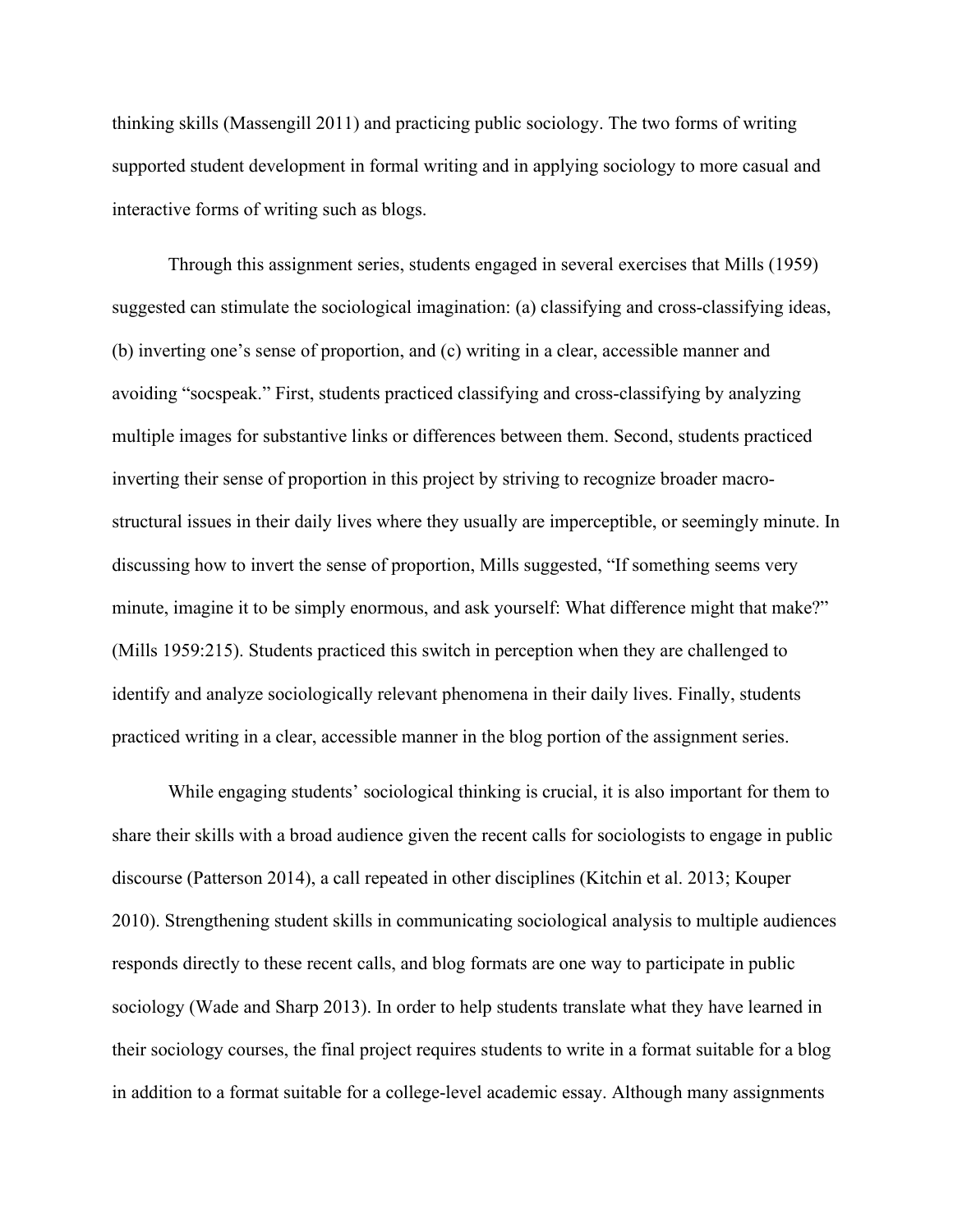thinking skills (Massengill 2011) and practicing public sociology. The two forms of writing supported student development in formal writing and in applying sociology to more casual and interactive forms of writing such as blogs.

Through this assignment series, students engaged in several exercises that Mills (1959) suggested can stimulate the sociological imagination: (a) classifying and cross-classifying ideas, (b) inverting one's sense of proportion, and (c) writing in a clear, accessible manner and avoiding "socspeak." First, students practiced classifying and cross-classifying by analyzing multiple images for substantive links or differences between them. Second, students practiced inverting their sense of proportion in this project by striving to recognize broader macro-structural issues in their daily lives where they usually are imperceptible, or seemingly minute. In discussing how to invert the sense of proportion, Mills suggested, "If something seems very minute, imagine it to be simply enormous, and ask yourself: What difference might that make?" (Mills 1959:215). Students practiced this switch in perception when they are challenged to identify and analyze sociologically relevant phenomena in their daily lives. Finally, students practiced writing in a clear, accessible manner in the blog portion of the assignment series.

While engaging students' sociological thinking is crucial, it is also important for them to share their skills with a broad audience given the recent calls for sociologists to engage in public discourse (Patterson 2014), a call repeated in other disciplines (Kitchin et al. 2013; Kouper 2010). Strengthening student skills in communicating sociological analysis to multiple audiences responds directly to these recent calls, and blog formats are one way to participate in public sociology (Wade and Sharp 2013). In order to help students translate what they have learned in their sociology courses, the final project requires students to write in a format suitable for a blog in addition to a format suitable for a college-level academic essay. Although many assignments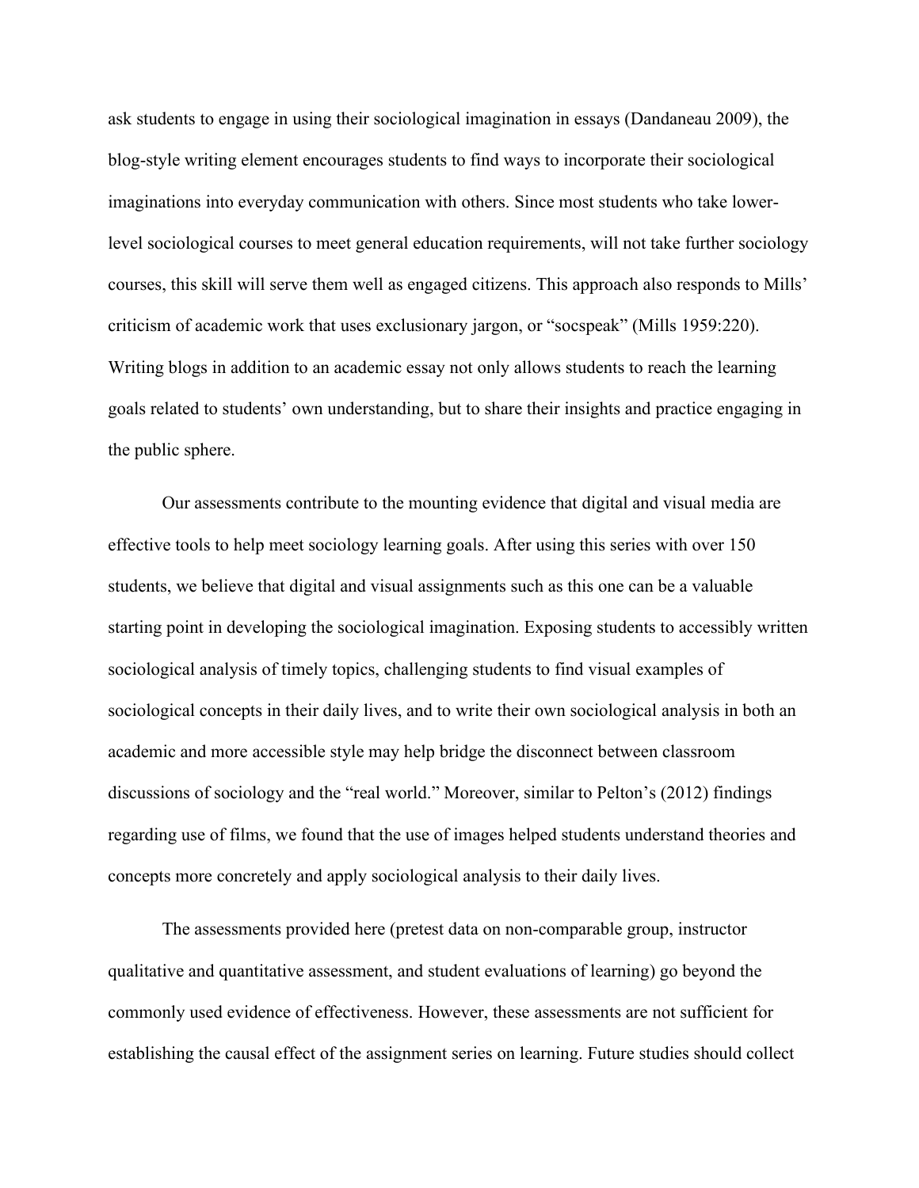ask students to engage in using their sociological imagination in essays (Dandaneau 2009), the blog-style writing element encourages students to find ways to incorporate their sociological imaginations into everyday communication with others. Since most students who take lower-level sociological courses to meet general education requirements, will not take further sociology courses, this skill will serve them well as engaged citizens. This approach also responds to Mills' criticism of academic work that uses exclusionary jargon, or "socspeak" (Mills 1959:220). Writing blogs in addition to an academic essay not only allows students to reach the learning goals related to students' own understanding, but to share their insights and practice engaging in the public sphere.

Our assessments contribute to the mounting evidence that digital and visual media are effective tools to help meet sociology learning goals. After using this series with over 150 students, we believe that digital and visual assignments such as this one can be a valuable starting point in developing the sociological imagination. Exposing students to accessibly written sociological analysis of timely topics, challenging students to find visual examples of sociological concepts in their daily lives, and to write their own sociological analysis in both an academic and more accessible style may help bridge the disconnect between classroom discussions of sociology and the "real world." Moreover, similar to Pelton's (2012) findings regarding use of films, we found that the use of images helped students understand theories and concepts more concretely and apply sociological analysis to their daily lives.

The assessments provided here (pretest data on non-comparable group, instructor qualitative and quantitative assessment, and student evaluations of learning) go beyond the commonly used evidence of effectiveness. However, these assessments are not sufficient for establishing the causal effect of the assignment series on learning. Future studies should collect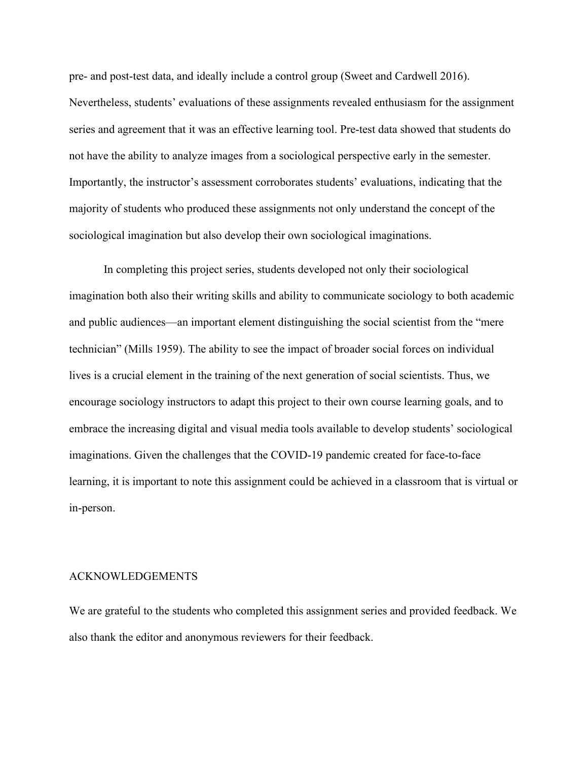pre- and post-test data, and ideally include a control group (Sweet and Cardwell 2016). Nevertheless, students' evaluations of these assignments revealed enthusiasm for the assignment series and agreement that it was an effective learning tool. Pre-test data showed that students do not have the ability to analyze images from a sociological perspective early in the semester. Importantly, the instructor's assessment corroborates students' evaluations, indicating that the majority of students who produced these assignments not only understand the concept of the sociological imagination but also develop their own sociological imaginations.

In completing this project series, students developed not only their sociological imagination both also their writing skills and ability to communicate sociology to both academic and public audiences—an important element distinguishing the social scientist from the "mere technician" (Mills 1959). The ability to see the impact of broader social forces on individual lives is a crucial element in the training of the next generation of social scientists. Thus, we encourage sociology instructors to adapt this project to their own course learning goals, and to embrace the increasing digital and visual media tools available to develop students' sociological imaginations. Given the challenges that the COVID-19 pandemic created for face-to-face learning, it is important to note this assignment could be achieved in a classroom that is virtual or in-person.

## ACKNOWLEDGEMENTS

We are grateful to the students who completed this assignment series and provided feedback. We also thank the editor and anonymous reviewers for their feedback.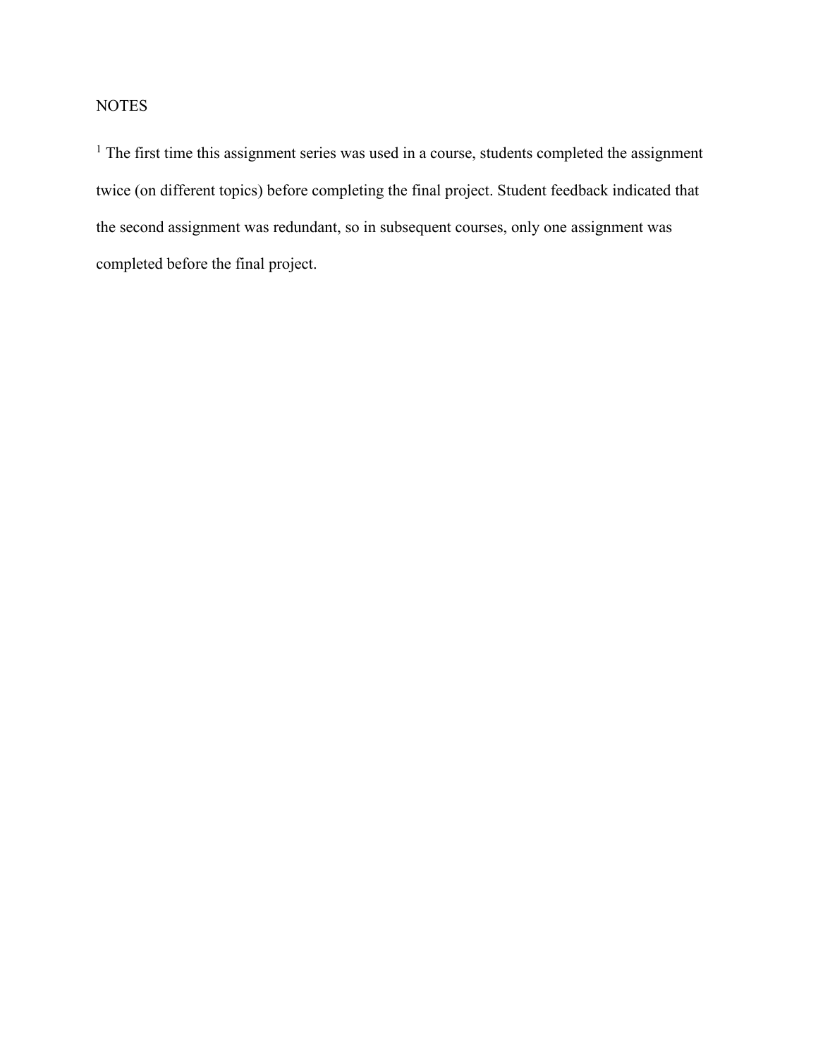## NOTES

[1] The first time this assignment series was used in a course, students completed the assignment twice (on different topics) before completing the final project. Student feedback indicated that the second assignment was redundant, so in subsequent courses, only one assignment was completed before the final project.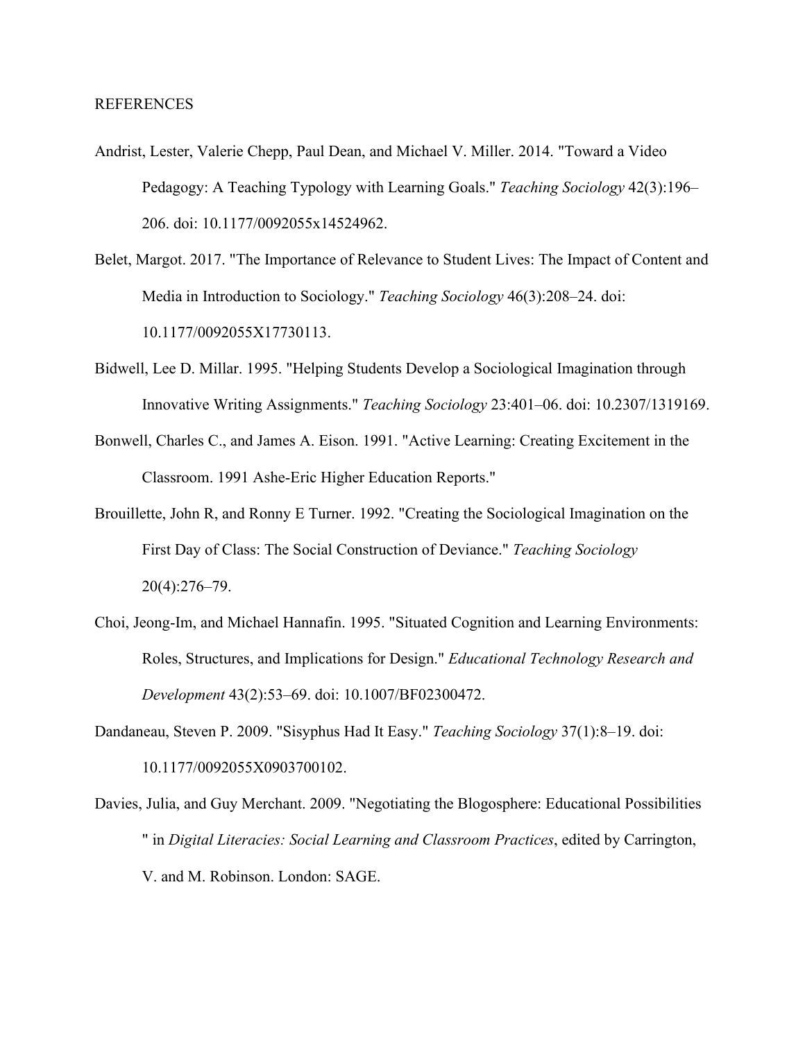REFERENCES

Andrist, Lester, Valerie Chepp, Paul Dean, and Michael V. Miller. 2014. "Toward a Video Pedagogy: A Teaching Typology with Learning Goals." *Teaching Sociology* 42(3):196–206. doi: 10.1177/0092055x14524962.

Belet, Margot. 2017. "The Importance of Relevance to Student Lives: The Impact of Content and Media in Introduction to Sociology." *Teaching Sociology* 46(3):208–24. doi: 10.1177/0092055X17730113.

Bidwell, Lee D. Millar. 1995. "Helping Students Develop a Sociological Imagination through Innovative Writing Assignments." *Teaching Sociology* 23:401–06. doi: 10.2307/1319169.

Bonwell, Charles C., and James A. Eison. 1991. "Active Learning: Creating Excitement in the Classroom. 1991 Ashe-Eric Higher Education Reports."

Brouillette, John R, and Ronny E Turner. 1992. "Creating the Sociological Imagination on the First Day of Class: The Social Construction of Deviance." *Teaching Sociology* 20(4):276–79.

Choi, Jeong-Im, and Michael Hannafin. 1995. "Situated Cognition and Learning Environments: Roles, Structures, and Implications for Design." *Educational Technology Research and Development* 43(2):53–69. doi: 10.1007/BF02300472.

Dandaneau, Steven P. 2009. "Sisyphus Had It Easy." *Teaching Sociology* 37(1):8–19. doi: 10.1177/0092055X0903700102.

Davies, Julia, and Guy Merchant. 2009. "Negotiating the Blogosphere: Educational Possibilities " in *Digital Literacies: Social Learning and Classroom Practices*, edited by Carrington, V. and M. Robinson. London: SAGE.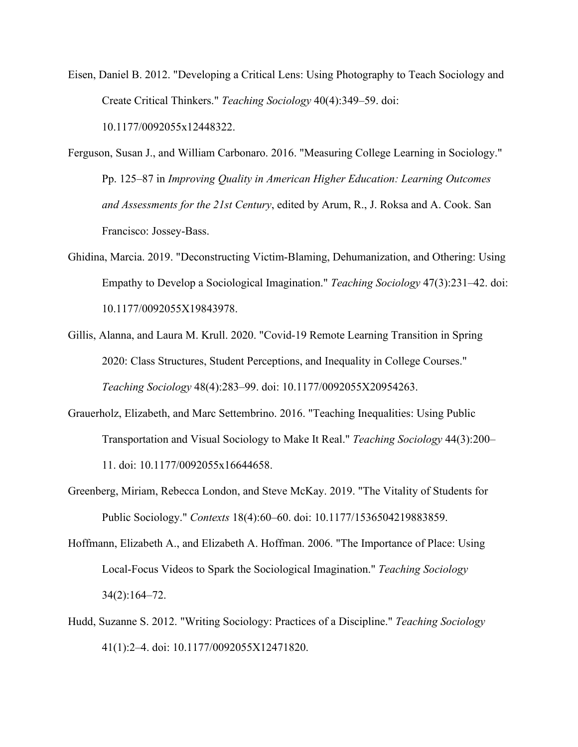Eisen, Daniel B. 2012. "Developing a Critical Lens: Using Photography to Teach Sociology and Create Critical Thinkers." *Teaching Sociology* 40(4):349–59. doi: 10.1177/0092055x12448322.

Ferguson, Susan J., and William Carbonaro. 2016. "Measuring College Learning in Sociology." Pp. 125–87 in *Improving Quality in American Higher Education: Learning Outcomes and Assessments for the 21st Century*, edited by Arum, R., J. Roksa and A. Cook. San Francisco: Jossey-Bass.

Ghidina, Marcia. 2019. "Deconstructing Victim-Blaming, Dehumanization, and Othering: Using Empathy to Develop a Sociological Imagination." *Teaching Sociology* 47(3):231–42. doi: 10.1177/0092055X19843978.

Gillis, Alanna, and Laura M. Krull. 2020. "Covid-19 Remote Learning Transition in Spring 2020: Class Structures, Student Perceptions, and Inequality in College Courses." *Teaching Sociology* 48(4):283–99. doi: 10.1177/0092055X20954263.

Grauerholz, Elizabeth, and Marc Settembrino. 2016. "Teaching Inequalities: Using Public Transportation and Visual Sociology to Make It Real." *Teaching Sociology* 44(3):200–11. doi: 10.1177/0092055x16644658.

Greenberg, Miriam, Rebecca London, and Steve McKay. 2019. "The Vitality of Students for Public Sociology." *Contexts* 18(4):60–60. doi: 10.1177/1536504219883859.

Hoffmann, Elizabeth A., and Elizabeth A. Hoffman. 2006. "The Importance of Place: Using Local-Focus Videos to Spark the Sociological Imagination." *Teaching Sociology* 34(2):164–72.

Hudd, Suzanne S. 2012. "Writing Sociology: Practices of a Discipline." *Teaching Sociology* 41(1):2–4. doi: 10.1177/0092055X12471820.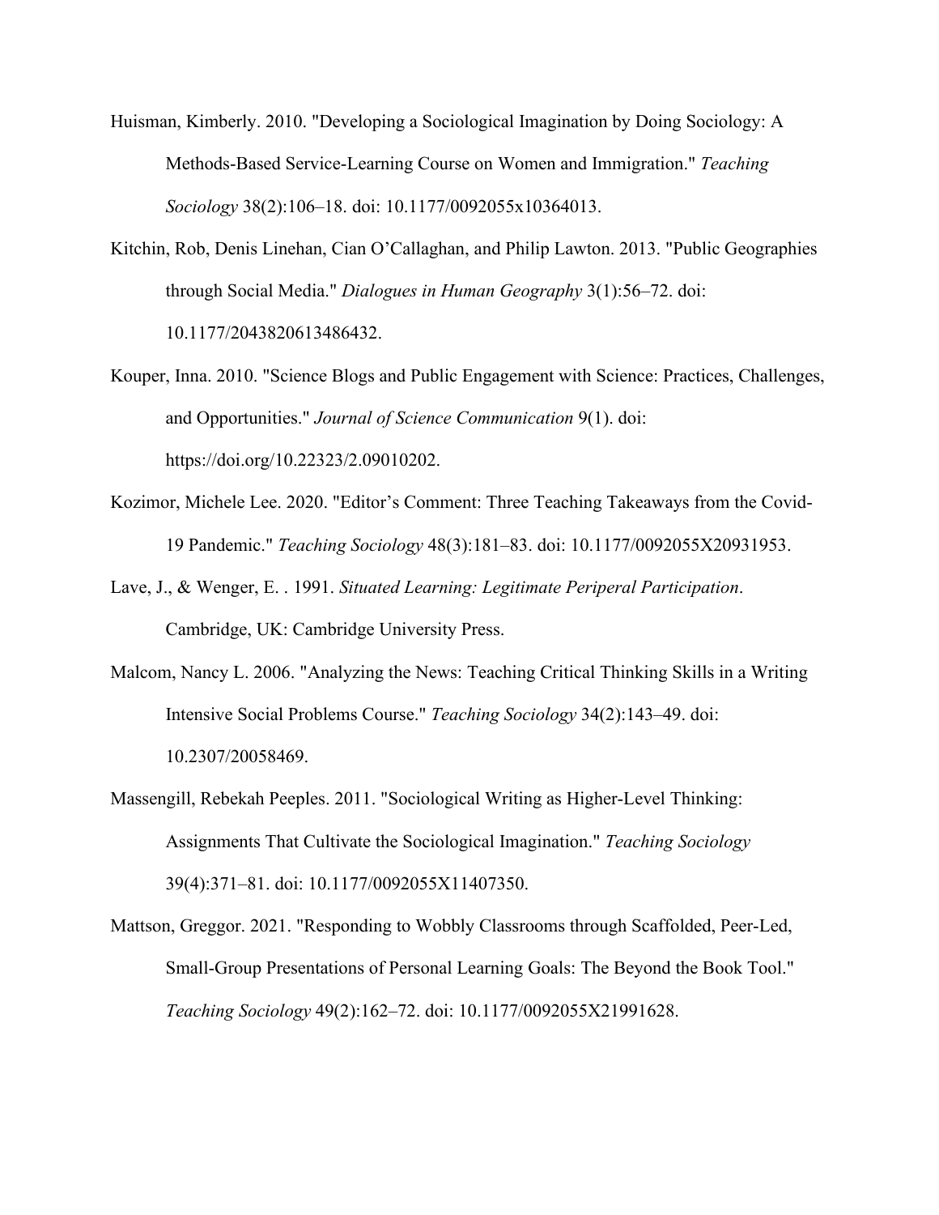Huisman, Kimberly. 2010. "Developing a Sociological Imagination by Doing Sociology: A Methods-Based Service-Learning Course on Women and Immigration." *Teaching Sociology* 38(2):106–18. doi: 10.1177/0092055x10364013.

Kitchin, Rob, Denis Linehan, Cian O'Callaghan, and Philip Lawton. 2013. "Public Geographies through Social Media." *Dialogues in Human Geography* 3(1):56–72. doi: 10.1177/2043820613486432.

Kouper, Inna. 2010. "Science Blogs and Public Engagement with Science: Practices, Challenges, and Opportunities." *Journal of Science Communication* 9(1). doi: https://doi.org/10.22323/2.09010202.

Kozimor, Michele Lee. 2020. "Editor's Comment: Three Teaching Takeaways from the Covid-19 Pandemic." *Teaching Sociology* 48(3):181–83. doi: 10.1177/0092055X20931953.

Lave, J., & Wenger, E. . 1991. *Situated Learning: Legitimate Periperal Participation*. Cambridge, UK: Cambridge University Press.

Malcom, Nancy L. 2006. "Analyzing the News: Teaching Critical Thinking Skills in a Writing Intensive Social Problems Course." *Teaching Sociology* 34(2):143–49. doi: 10.2307/20058469.

Massengill, Rebekah Peeples. 2011. "Sociological Writing as Higher-Level Thinking: Assignments That Cultivate the Sociological Imagination." *Teaching Sociology* 39(4):371–81. doi: 10.1177/0092055X11407350.

Mattson, Greggor. 2021. "Responding to Wobbly Classrooms through Scaffolded, Peer-Led, Small-Group Presentations of Personal Learning Goals: The Beyond the Book Tool." *Teaching Sociology* 49(2):162–72. doi: 10.1177/0092055X21991628.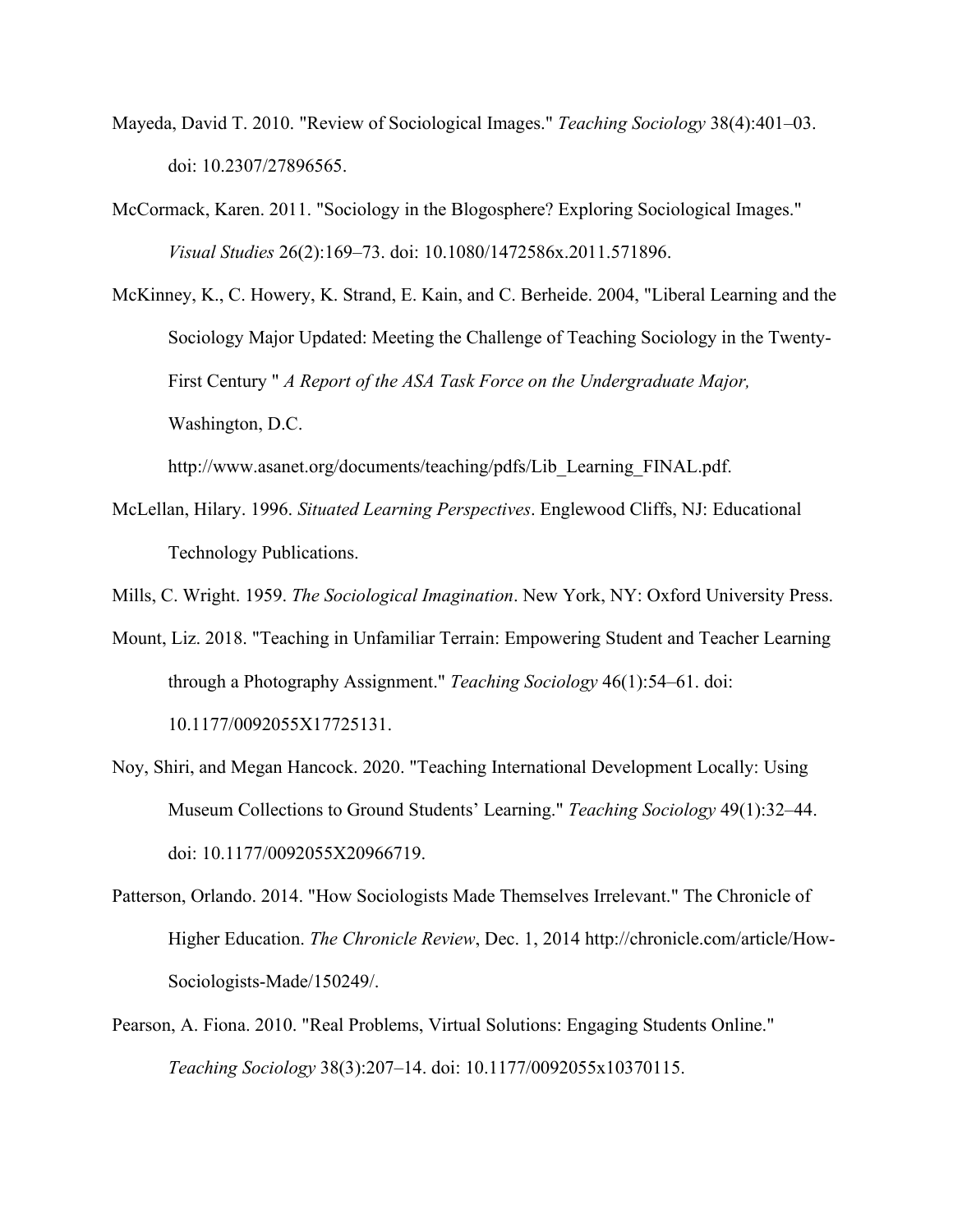Mayeda, David T. 2010. "Review of Sociological Images." *Teaching Sociology* 38(4):401–03. doi: 10.2307/27896565.

McCormack, Karen. 2011. "Sociology in the Blogosphere? Exploring Sociological Images." *Visual Studies* 26(2):169–73. doi: 10.1080/1472586x.2011.571896.

McKinney, K., C. Howery, K. Strand, E. Kain, and C. Berheide. 2004, "Liberal Learning and the Sociology Major Updated: Meeting the Challenge of Teaching Sociology in the Twenty-First Century " *A Report of the ASA Task Force on the Undergraduate Major,* Washington, D.C. http://www.asanet.org/documents/teaching/pdfs/Lib_Learning_FINAL.pdf.

McLellan, Hilary. 1996. *Situated Learning Perspectives*. Englewood Cliffs, NJ: Educational Technology Publications.

Mills, C. Wright. 1959. *The Sociological Imagination*. New York, NY: Oxford University Press.

Mount, Liz. 2018. "Teaching in Unfamiliar Terrain: Empowering Student and Teacher Learning through a Photography Assignment." *Teaching Sociology* 46(1):54–61. doi: 10.1177/0092055X17725131.

Noy, Shiri, and Megan Hancock. 2020. "Teaching International Development Locally: Using Museum Collections to Ground Students' Learning." *Teaching Sociology* 49(1):32–44. doi: 10.1177/0092055X20966719.

Patterson, Orlando. 2014. "How Sociologists Made Themselves Irrelevant." The Chronicle of Higher Education. *The Chronicle Review*, Dec. 1, 2014 http://chronicle.com/article/How-Sociologists-Made/150249/.

Pearson, A. Fiona. 2010. "Real Problems, Virtual Solutions: Engaging Students Online." *Teaching Sociology* 38(3):207–14. doi: 10.1177/0092055x10370115.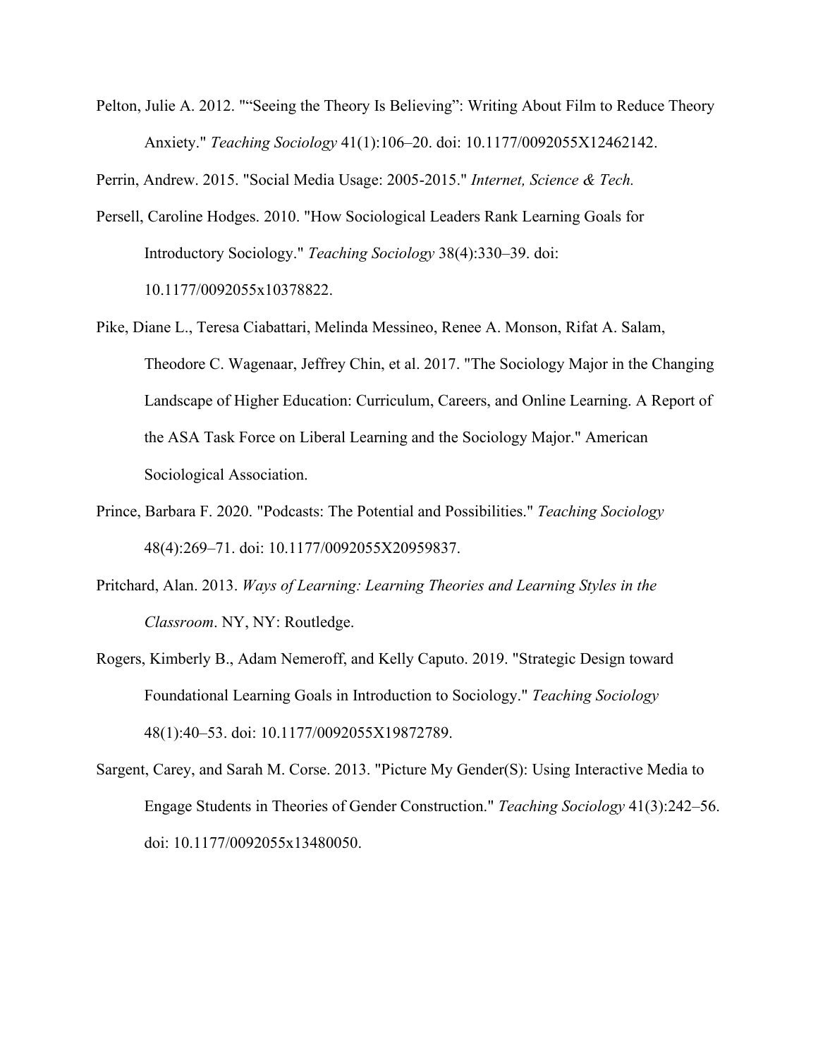Pelton, Julie A. 2012. "“Seeing the Theory Is Believing”: Writing About Film to Reduce Theory Anxiety." *Teaching Sociology* 41(1):106–20. doi: 10.1177/0092055X12462142.

Perrin, Andrew. 2015. "Social Media Usage: 2005-2015." *Internet, Science & Tech.*

Persell, Caroline Hodges. 2010. "How Sociological Leaders Rank Learning Goals for Introductory Sociology." *Teaching Sociology* 38(4):330–39. doi: 10.1177/0092055x10378822.

Pike, Diane L., Teresa Ciabattari, Melinda Messineo, Renee A. Monson, Rifat A. Salam, Theodore C. Wagenaar, Jeffrey Chin, et al. 2017. "The Sociology Major in the Changing Landscape of Higher Education: Curriculum, Careers, and Online Learning. A Report of the ASA Task Force on Liberal Learning and the Sociology Major." American Sociological Association.

Prince, Barbara F. 2020. "Podcasts: The Potential and Possibilities." *Teaching Sociology* 48(4):269–71. doi: 10.1177/0092055X20959837.

Pritchard, Alan. 2013. *Ways of Learning: Learning Theories and Learning Styles in the Classroom*. NY, NY: Routledge.

Rogers, Kimberly B., Adam Nemeroff, and Kelly Caputo. 2019. "Strategic Design toward Foundational Learning Goals in Introduction to Sociology." *Teaching Sociology* 48(1):40–53. doi: 10.1177/0092055X19872789.

Sargent, Carey, and Sarah M. Corse. 2013. "Picture My Gender(S): Using Interactive Media to Engage Students in Theories of Gender Construction." *Teaching Sociology* 41(3):242–56. doi: 10.1177/0092055x13480050.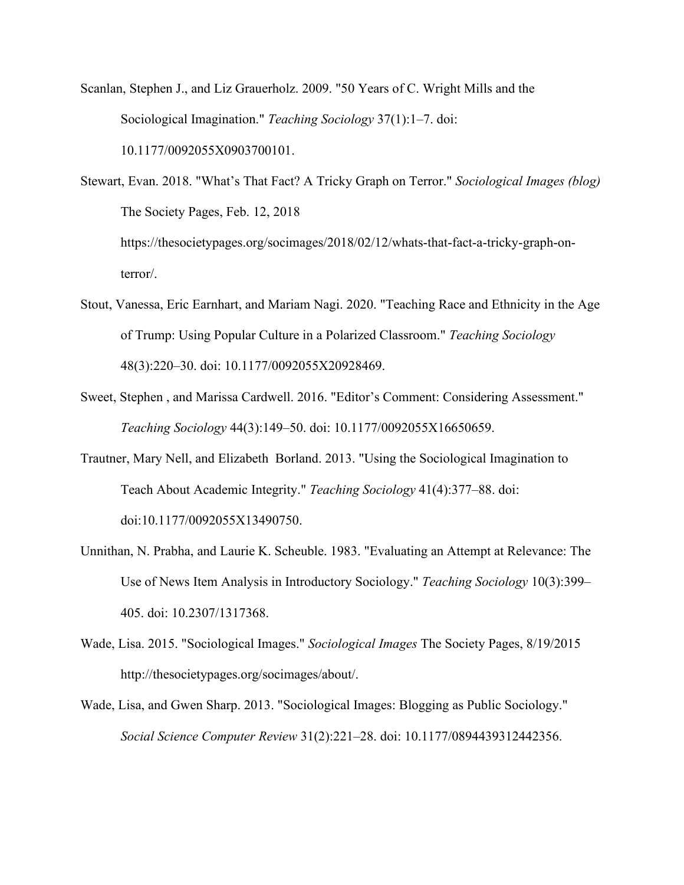Scanlan, Stephen J., and Liz Grauerholz. 2009. "50 Years of C. Wright Mills and the Sociological Imagination." *Teaching Sociology* 37(1):1–7. doi: 10.1177/0092055X0903700101.

Stewart, Evan. 2018. "What's That Fact? A Tricky Graph on Terror." *Sociological Images (blog)* The Society Pages, Feb. 12, 2018 https://thesocietypages.org/socimages/2018/02/12/whats-that-fact-a-tricky-graph-on-terror/.

Stout, Vanessa, Eric Earnhart, and Mariam Nagi. 2020. "Teaching Race and Ethnicity in the Age of Trump: Using Popular Culture in a Polarized Classroom." *Teaching Sociology* 48(3):220–30. doi: 10.1177/0092055X20928469.

Sweet, Stephen , and Marissa Cardwell. 2016. "Editor's Comment: Considering Assessment." *Teaching Sociology* 44(3):149–50. doi: 10.1177/0092055X16650659.

Trautner, Mary Nell, and Elizabeth Borland. 2013. "Using the Sociological Imagination to Teach About Academic Integrity." *Teaching Sociology* 41(4):377–88. doi: doi:10.1177/0092055X13490750.

Unnithan, N. Prabha, and Laurie K. Scheuble. 1983. "Evaluating an Attempt at Relevance: The Use of News Item Analysis in Introductory Sociology." *Teaching Sociology* 10(3):399–405. doi: 10.2307/1317368.

Wade, Lisa. 2015. "Sociological Images." *Sociological Images* The Society Pages, 8/19/2015 http://thesocietypages.org/socimages/about/.

Wade, Lisa, and Gwen Sharp. 2013. "Sociological Images: Blogging as Public Sociology." *Social Science Computer Review* 31(2):221–28. doi: 10.1177/0894439312442356.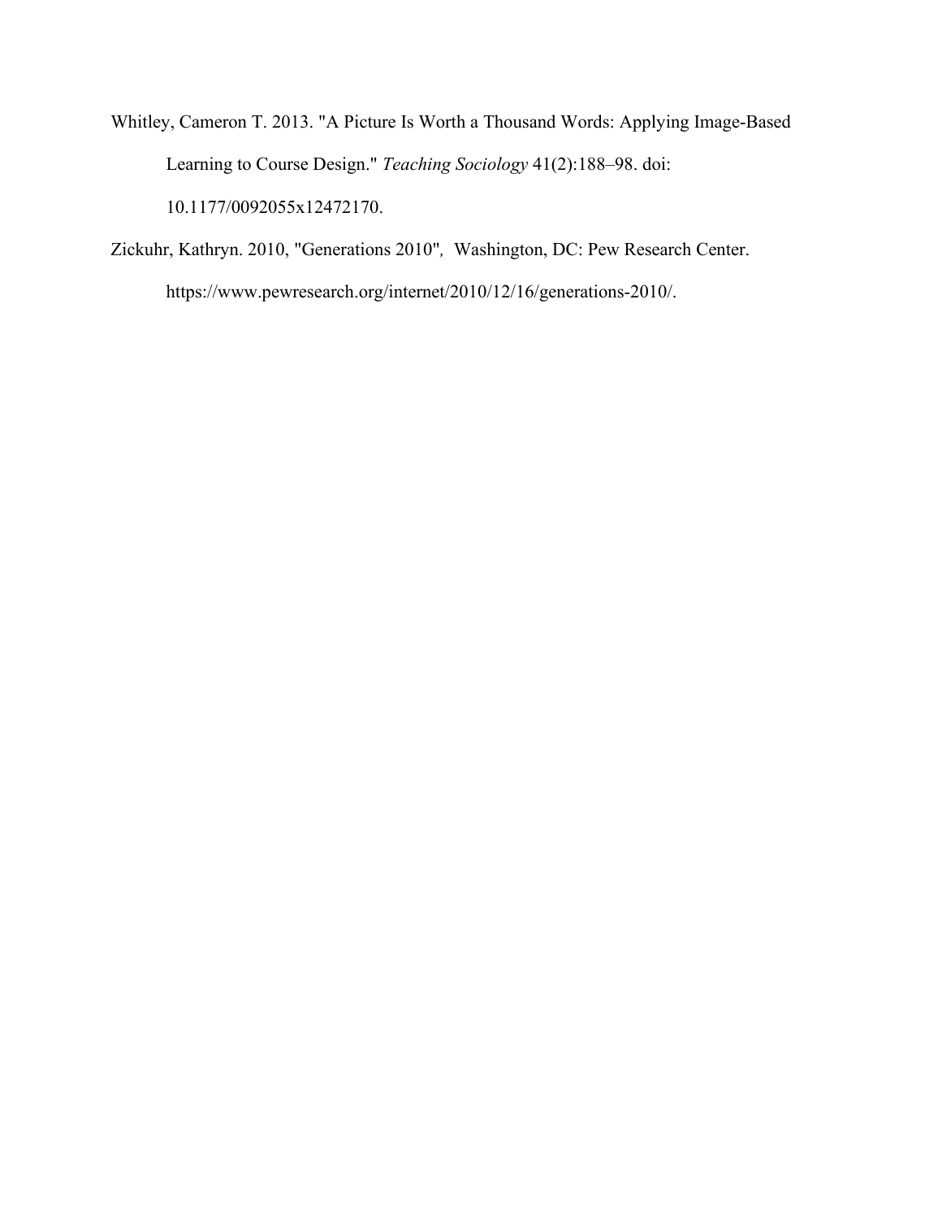Whitley, Cameron T. 2013. "A Picture Is Worth a Thousand Words: Applying Image-Based Learning to Course Design." *Teaching Sociology* 41(2):188–98. doi: 10.1177/0092055x12472170.

Zickuhr, Kathryn. 2010, "Generations 2010", Washington, DC: Pew Research Center. https://www.pewresearch.org/internet/2010/12/16/generations-2010/.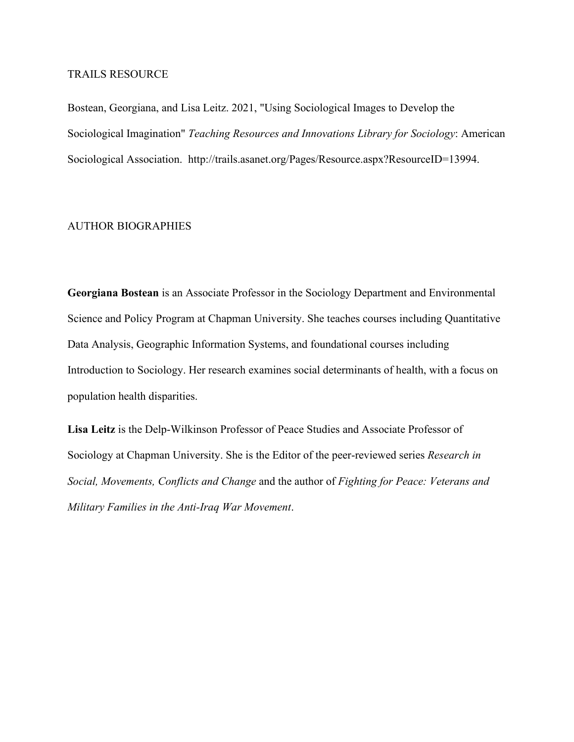TRAILS RESOURCE

Bostean, Georgiana, and Lisa Leitz. 2021, "Using Sociological Images to Develop the Sociological Imagination" *Teaching Resources and Innovations Library for Sociology*: American Sociological Association. http://trails.asanet.org/Pages/Resource.aspx?ResourceID=13994.

AUTHOR BIOGRAPHIES

**Georgiana Bostean** is an Associate Professor in the Sociology Department and Environmental Science and Policy Program at Chapman University. She teaches courses including Quantitative Data Analysis, Geographic Information Systems, and foundational courses including Introduction to Sociology. Her research examines social determinants of health, with a focus on population health disparities.

**Lisa Leitz** is the Delp-Wilkinson Professor of Peace Studies and Associate Professor of Sociology at Chapman University. She is the Editor of the peer-reviewed series *Research in Social, Movements, Conflicts and Change* and the author of *Fighting for Peace: Veterans and Military Families in the Anti-Iraq War Movement*.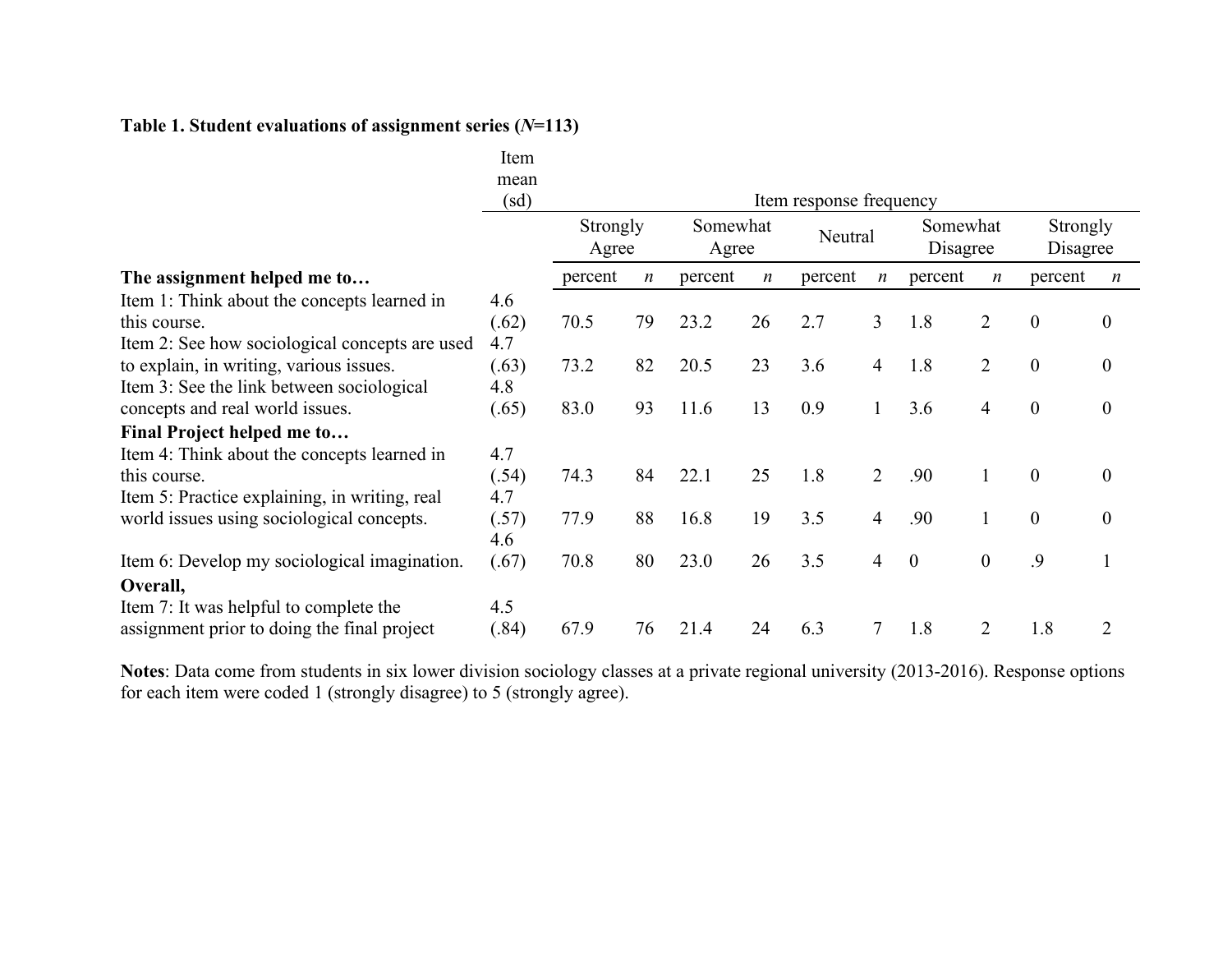**Table 1. Student evaluations of assignment series (*N*=113)**

| | Item mean (sd) | Item response frequency | | | | | | | | | |
|---|---|---|---|---|---|---|---|---|---|---|---|
| | | Strongly Agree | | Somewhat Agree | | Neutral | | Somewhat Disagree | | Strongly Disagree | |
| **The assignment helped me to…** | | percent | *n* | percent | *n* | percent | *n* | percent | *n* | percent | *n* |
| Item 1: Think about the concepts learned in this course. | 4.6 (.62) | 70.5 | 79 | 23.2 | 26 | 2.7 | 3 | 1.8 | 2 | 0 | 0 |
| Item 2: See how sociological concepts are used to explain, in writing, various issues. | 4.7 (.63) | 73.2 | 82 | 20.5 | 23 | 3.6 | 4 | 1.8 | 2 | 0 | 0 |
| Item 3: See the link between sociological concepts and real world issues. | 4.8 (.65) | 83.0 | 93 | 11.6 | 13 | 0.9 | 1 | 3.6 | 4 | 0 | 0 |
| **Final Project helped me to…** | | | | | | | | | | | |
| Item 4: Think about the concepts learned in this course. | 4.7 (.54) | 74.3 | 84 | 22.1 | 25 | 1.8 | 2 | .90 | 1 | 0 | 0 |
| Item 5: Practice explaining, in writing, real world issues using sociological concepts. | 4.7 (.57) | 77.9 | 88 | 16.8 | 19 | 3.5 | 4 | .90 | 1 | 0 | 0 |
| Item 6: Develop my sociological imagination. | 4.6 (.67) | 70.8 | 80 | 23.0 | 26 | 3.5 | 4 | 0 | 0 | .9 | 1 |
| **Overall,** | | | | | | | | | | | |
| Item 7: It was helpful to complete the assignment prior to doing the final project | 4.5 (.84) | 67.9 | 76 | 21.4 | 24 | 6.3 | 7 | 1.8 | 2 | 1.8 | 2 |

**Notes**: Data come from students in six lower division sociology classes at a private regional university (2013-2016). Response options for each item were coded 1 (strongly disagree) to 5 (strongly agree).